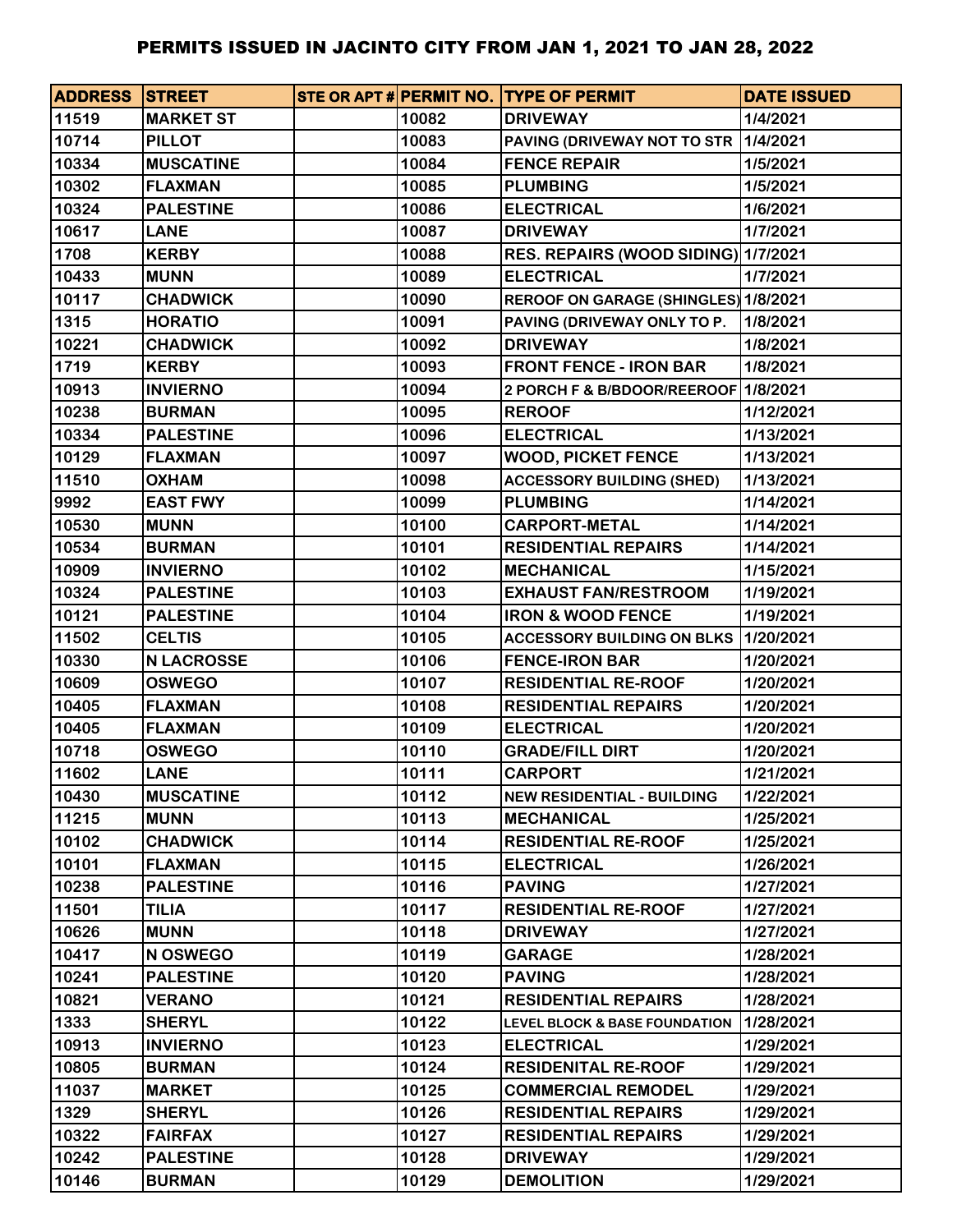# PERMITS ISSUED IN JACINTO CITY FROM JAN 1, 2021 TO JAN 28, 2022

| ADDRESS | STREET | STE OR APT # | PERMIT NO. | TYPE OF PERMIT | DATE ISSUED |
|---|---|---|---|---|---|
| 11519 | MARKET ST | | 10082 | DRIVEWAY | 1/4/2021 |
| 10714 | PILLOT | | 10083 | PAVING (DRIVEWAY NOT TO STR | 1/4/2021 |
| 10334 | MUSCATINE | | 10084 | FENCE REPAIR | 1/5/2021 |
| 10302 | FLAXMAN | | 10085 | PLUMBING | 1/5/2021 |
| 10324 | PALESTINE | | 10086 | ELECTRICAL | 1/6/2021 |
| 10617 | LANE | | 10087 | DRIVEWAY | 1/7/2021 |
| 1708 | KERBY | | 10088 | RES. REPAIRS (WOOD SIDING) | 1/7/2021 |
| 10433 | MUNN | | 10089 | ELECTRICAL | 1/7/2021 |
| 10117 | CHADWICK | | 10090 | REROOF ON GARAGE (SHINGLES) | 1/8/2021 |
| 1315 | HORATIO | | 10091 | PAVING (DRIVEWAY ONLY TO P. | 1/8/2021 |
| 10221 | CHADWICK | | 10092 | DRIVEWAY | 1/8/2021 |
| 1719 | KERBY | | 10093 | FRONT FENCE - IRON BAR | 1/8/2021 |
| 10913 | INVIERNO | | 10094 | 2 PORCH F & B/BDOOR/REEROOF | 1/8/2021 |
| 10238 | BURMAN | | 10095 | REROOF | 1/12/2021 |
| 10334 | PALESTINE | | 10096 | ELECTRICAL | 1/13/2021 |
| 10129 | FLAXMAN | | 10097 | WOOD, PICKET FENCE | 1/13/2021 |
| 11510 | OXHAM | | 10098 | ACCESSORY BUILDING (SHED) | 1/13/2021 |
| 9992 | EAST FWY | | 10099 | PLUMBING | 1/14/2021 |
| 10530 | MUNN | | 10100 | CARPORT-METAL | 1/14/2021 |
| 10534 | BURMAN | | 10101 | RESIDENTIAL REPAIRS | 1/14/2021 |
| 10909 | INVIERNO | | 10102 | MECHANICAL | 1/15/2021 |
| 10324 | PALESTINE | | 10103 | EXHAUST FAN/RESTROOM | 1/19/2021 |
| 10121 | PALESTINE | | 10104 | IRON & WOOD FENCE | 1/19/2021 |
| 11502 | CELTIS | | 10105 | ACCESSORY BUILDING ON BLKS | 1/20/2021 |
| 10330 | N LACROSSE | | 10106 | FENCE-IRON BAR | 1/20/2021 |
| 10609 | OSWEGO | | 10107 | RESIDENTIAL RE-ROOF | 1/20/2021 |
| 10405 | FLAXMAN | | 10108 | RESIDENTIAL REPAIRS | 1/20/2021 |
| 10405 | FLAXMAN | | 10109 | ELECTRICAL | 1/20/2021 |
| 10718 | OSWEGO | | 10110 | GRADE/FILL DIRT | 1/20/2021 |
| 11602 | LANE | | 10111 | CARPORT | 1/21/2021 |
| 10430 | MUSCATINE | | 10112 | NEW RESIDENTIAL - BUILDING | 1/22/2021 |
| 11215 | MUNN | | 10113 | MECHANICAL | 1/25/2021 |
| 10102 | CHADWICK | | 10114 | RESIDENTIAL RE-ROOF | 1/25/2021 |
| 10101 | FLAXMAN | | 10115 | ELECTRICAL | 1/26/2021 |
| 10238 | PALESTINE | | 10116 | PAVING | 1/27/2021 |
| 11501 | TILIA | | 10117 | RESIDENTIAL RE-ROOF | 1/27/2021 |
| 10626 | MUNN | | 10118 | DRIVEWAY | 1/27/2021 |
| 10417 | N OSWEGO | | 10119 | GARAGE | 1/28/2021 |
| 10241 | PALESTINE | | 10120 | PAVING | 1/28/2021 |
| 10821 | VERANO | | 10121 | RESIDENTIAL REPAIRS | 1/28/2021 |
| 1333 | SHERYL | | 10122 | LEVEL BLOCK & BASE FOUNDATION | 1/28/2021 |
| 10913 | INVIERNO | | 10123 | ELECTRICAL | 1/29/2021 |
| 10805 | BURMAN | | 10124 | RESIDENITAL RE-ROOF | 1/29/2021 |
| 11037 | MARKET | | 10125 | COMMERCIAL REMODEL | 1/29/2021 |
| 1329 | SHERYL | | 10126 | RESIDENTIAL REPAIRS | 1/29/2021 |
| 10322 | FAIRFAX | | 10127 | RESIDENTIAL REPAIRS | 1/29/2021 |
| 10242 | PALESTINE | | 10128 | DRIVEWAY | 1/29/2021 |
| 10146 | BURMAN | | 10129 | DEMOLITION | 1/29/2021 |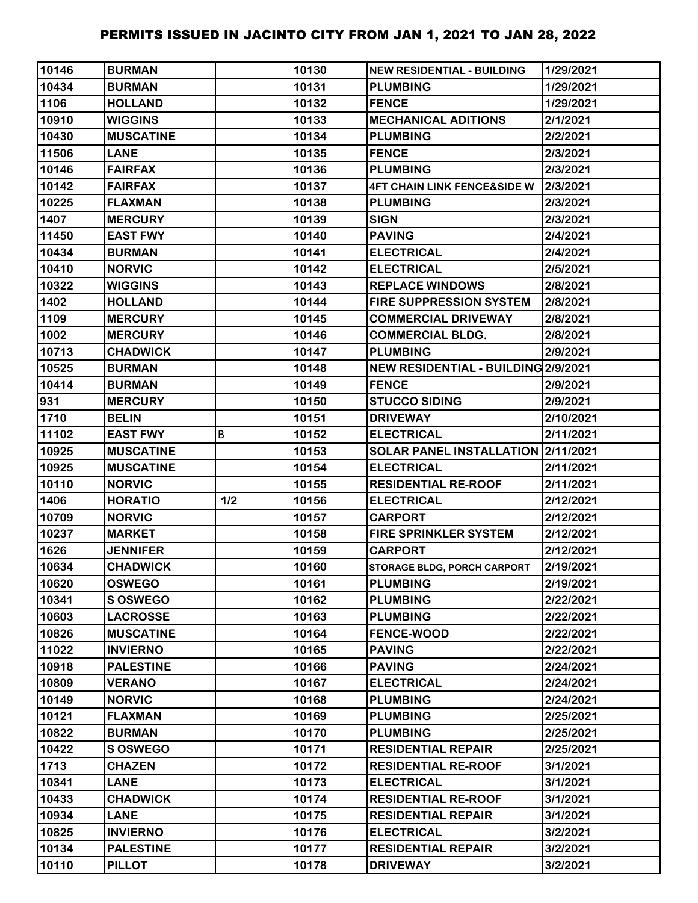# PERMITS ISSUED IN JACINTO CITY FROM JAN 1, 2021 TO JAN 28, 2022

| | | | | | |
|---|---|---|---|---|---|
| 10146 | BURMAN | | 10130 | NEW RESIDENTIAL - BUILDING | 1/29/2021 |
| 10434 | BURMAN | | 10131 | PLUMBING | 1/29/2021 |
| 1106 | HOLLAND | | 10132 | FENCE | 1/29/2021 |
| 10910 | WIGGINS | | 10133 | MECHANICAL ADITIONS | 2/1/2021 |
| 10430 | MUSCATINE | | 10134 | PLUMBING | 2/2/2021 |
| 11506 | LANE | | 10135 | FENCE | 2/3/2021 |
| 10146 | FAIRFAX | | 10136 | PLUMBING | 2/3/2021 |
| 10142 | FAIRFAX | | 10137 | 4FT CHAIN LINK FENCE&SIDE W | 2/3/2021 |
| 10225 | FLAXMAN | | 10138 | PLUMBING | 2/3/2021 |
| 1407 | MERCURY | | 10139 | SIGN | 2/3/2021 |
| 11450 | EAST FWY | | 10140 | PAVING | 2/4/2021 |
| 10434 | BURMAN | | 10141 | ELECTRICAL | 2/4/2021 |
| 10410 | NORVIC | | 10142 | ELECTRICAL | 2/5/2021 |
| 10322 | WIGGINS | | 10143 | REPLACE WINDOWS | 2/8/2021 |
| 1402 | HOLLAND | | 10144 | FIRE SUPPRESSION SYSTEM | 2/8/2021 |
| 1109 | MERCURY | | 10145 | COMMERCIAL DRIVEWAY | 2/8/2021 |
| 1002 | MERCURY | | 10146 | COMMERCIAL BLDG. | 2/8/2021 |
| 10713 | CHADWICK | | 10147 | PLUMBING | 2/9/2021 |
| 10525 | BURMAN | | 10148 | NEW RESIDENTIAL - BUILDING | 2/9/2021 |
| 10414 | BURMAN | | 10149 | FENCE | 2/9/2021 |
| 931 | MERCURY | | 10150 | STUCCO SIDING | 2/9/2021 |
| 1710 | BELIN | | 10151 | DRIVEWAY | 2/10/2021 |
| 11102 | EAST FWY | B | 10152 | ELECTRICAL | 2/11/2021 |
| 10925 | MUSCATINE | | 10153 | SOLAR PANEL INSTALLATION | 2/11/2021 |
| 10925 | MUSCATINE | | 10154 | ELECTRICAL | 2/11/2021 |
| 10110 | NORVIC | | 10155 | RESIDENTIAL RE-ROOF | 2/11/2021 |
| 1406 | HORATIO | 1/2 | 10156 | ELECTRICAL | 2/12/2021 |
| 10709 | NORVIC | | 10157 | CARPORT | 2/12/2021 |
| 10237 | MARKET | | 10158 | FIRE SPRINKLER SYSTEM | 2/12/2021 |
| 1626 | JENNIFER | | 10159 | CARPORT | 2/12/2021 |
| 10634 | CHADWICK | | 10160 | STORAGE BLDG, PORCH CARPORT | 2/19/2021 |
| 10620 | OSWEGO | | 10161 | PLUMBING | 2/19/2021 |
| 10341 | S OSWEGO | | 10162 | PLUMBING | 2/22/2021 |
| 10603 | LACROSSE | | 10163 | PLUMBING | 2/22/2021 |
| 10826 | MUSCATINE | | 10164 | FENCE-WOOD | 2/22/2021 |
| 11022 | INVIERNO | | 10165 | PAVING | 2/22/2021 |
| 10918 | PALESTINE | | 10166 | PAVING | 2/24/2021 |
| 10809 | VERANO | | 10167 | ELECTRICAL | 2/24/2021 |
| 10149 | NORVIC | | 10168 | PLUMBING | 2/24/2021 |
| 10121 | FLAXMAN | | 10169 | PLUMBING | 2/25/2021 |
| 10822 | BURMAN | | 10170 | PLUMBING | 2/25/2021 |
| 10422 | S OSWEGO | | 10171 | RESIDENTIAL REPAIR | 2/25/2021 |
| 1713 | CHAZEN | | 10172 | RESIDENTIAL RE-ROOF | 3/1/2021 |
| 10341 | LANE | | 10173 | ELECTRICAL | 3/1/2021 |
| 10433 | CHADWICK | | 10174 | RESIDENTIAL RE-ROOF | 3/1/2021 |
| 10934 | LANE | | 10175 | RESIDENTIAL REPAIR | 3/1/2021 |
| 10825 | INVIERNO | | 10176 | ELECTRICAL | 3/2/2021 |
| 10134 | PALESTINE | | 10177 | RESIDENTIAL REPAIR | 3/2/2021 |
| 10110 | PILLOT | | 10178 | DRIVEWAY | 3/2/2021 |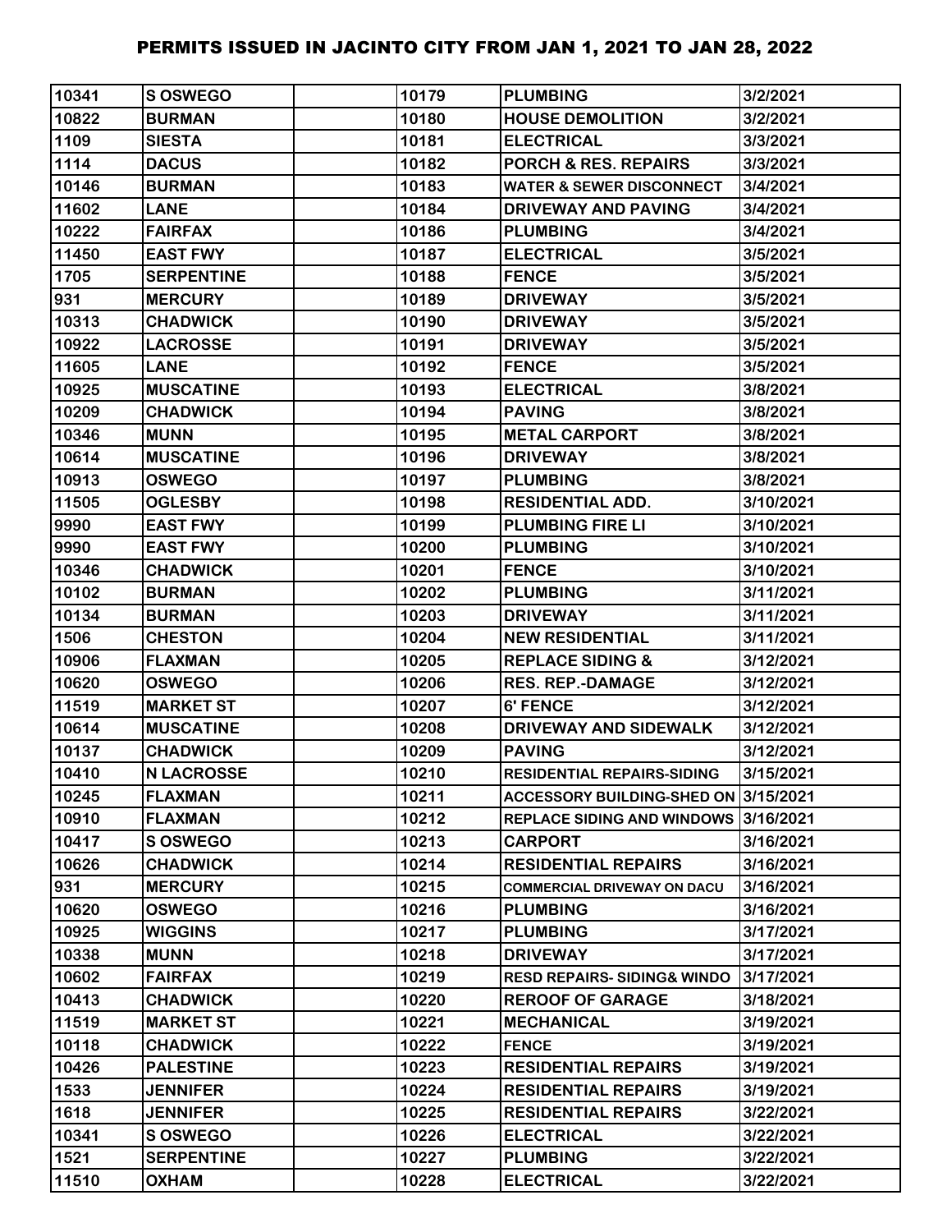# PERMITS ISSUED IN JACINTO CITY FROM JAN 1, 2021 TO JAN 28, 2022

| | | | | | |
|---|---|---|---|---|---|
| 10341 | S OSWEGO | | 10179 | PLUMBING | 3/2/2021 |
| 10822 | BURMAN | | 10180 | HOUSE DEMOLITION | 3/2/2021 |
| 1109 | SIESTA | | 10181 | ELECTRICAL | 3/3/2021 |
| 1114 | DACUS | | 10182 | PORCH & RES. REPAIRS | 3/3/2021 |
| 10146 | BURMAN | | 10183 | WATER & SEWER DISCONNECT | 3/4/2021 |
| 11602 | LANE | | 10184 | DRIVEWAY AND PAVING | 3/4/2021 |
| 10222 | FAIRFAX | | 10186 | PLUMBING | 3/4/2021 |
| 11450 | EAST FWY | | 10187 | ELECTRICAL | 3/5/2021 |
| 1705 | SERPENTINE | | 10188 | FENCE | 3/5/2021 |
| 931 | MERCURY | | 10189 | DRIVEWAY | 3/5/2021 |
| 10313 | CHADWICK | | 10190 | DRIVEWAY | 3/5/2021 |
| 10922 | LACROSSE | | 10191 | DRIVEWAY | 3/5/2021 |
| 11605 | LANE | | 10192 | FENCE | 3/5/2021 |
| 10925 | MUSCATINE | | 10193 | ELECTRICAL | 3/8/2021 |
| 10209 | CHADWICK | | 10194 | PAVING | 3/8/2021 |
| 10346 | MUNN | | 10195 | METAL CARPORT | 3/8/2021 |
| 10614 | MUSCATINE | | 10196 | DRIVEWAY | 3/8/2021 |
| 10913 | OSWEGO | | 10197 | PLUMBING | 3/8/2021 |
| 11505 | OGLESBY | | 10198 | RESIDENTIAL ADD. | 3/10/2021 |
| 9990 | EAST FWY | | 10199 | PLUMBING FIRE LI | 3/10/2021 |
| 9990 | EAST FWY | | 10200 | PLUMBING | 3/10/2021 |
| 10346 | CHADWICK | | 10201 | FENCE | 3/10/2021 |
| 10102 | BURMAN | | 10202 | PLUMBING | 3/11/2021 |
| 10134 | BURMAN | | 10203 | DRIVEWAY | 3/11/2021 |
| 1506 | CHESTON | | 10204 | NEW RESIDENTIAL | 3/11/2021 |
| 10906 | FLAXMAN | | 10205 | REPLACE SIDING & | 3/12/2021 |
| 10620 | OSWEGO | | 10206 | RES. REP.-DAMAGE | 3/12/2021 |
| 11519 | MARKET ST | | 10207 | 6' FENCE | 3/12/2021 |
| 10614 | MUSCATINE | | 10208 | DRIVEWAY AND SIDEWALK | 3/12/2021 |
| 10137 | CHADWICK | | 10209 | PAVING | 3/12/2021 |
| 10410 | N LACROSSE | | 10210 | RESIDENTIAL REPAIRS-SIDING | 3/15/2021 |
| 10245 | FLAXMAN | | 10211 | ACCESSORY BUILDING-SHED ON | 3/15/2021 |
| 10910 | FLAXMAN | | 10212 | REPLACE SIDING AND WINDOWS | 3/16/2021 |
| 10417 | S OSWEGO | | 10213 | CARPORT | 3/16/2021 |
| 10626 | CHADWICK | | 10214 | RESIDENTIAL REPAIRS | 3/16/2021 |
| 931 | MERCURY | | 10215 | COMMERCIAL DRIVEWAY ON DACU | 3/16/2021 |
| 10620 | OSWEGO | | 10216 | PLUMBING | 3/16/2021 |
| 10925 | WIGGINS | | 10217 | PLUMBING | 3/17/2021 |
| 10338 | MUNN | | 10218 | DRIVEWAY | 3/17/2021 |
| 10602 | FAIRFAX | | 10219 | RESD REPAIRS- SIDING& WINDO | 3/17/2021 |
| 10413 | CHADWICK | | 10220 | REROOF OF GARAGE | 3/18/2021 |
| 11519 | MARKET ST | | 10221 | MECHANICAL | 3/19/2021 |
| 10118 | CHADWICK | | 10222 | FENCE | 3/19/2021 |
| 10426 | PALESTINE | | 10223 | RESIDENTIAL REPAIRS | 3/19/2021 |
| 1533 | JENNIFER | | 10224 | RESIDENTIAL REPAIRS | 3/19/2021 |
| 1618 | JENNIFER | | 10225 | RESIDENTIAL REPAIRS | 3/22/2021 |
| 10341 | S OSWEGO | | 10226 | ELECTRICAL | 3/22/2021 |
| 1521 | SERPENTINE | | 10227 | PLUMBING | 3/22/2021 |
| 11510 | OXHAM | | 10228 | ELECTRICAL | 3/22/2021 |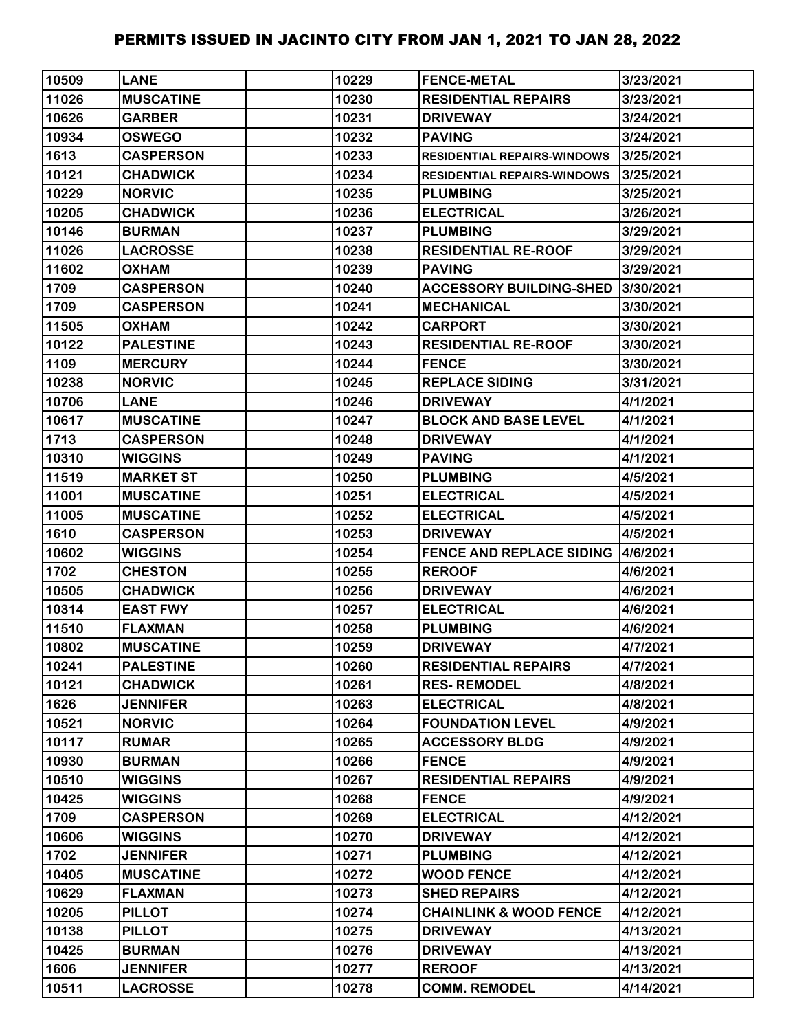# PERMITS ISSUED IN JACINTO CITY FROM JAN 1, 2021 TO JAN 28, 2022

| | | | | | |
|---|---|---|---|---|---|
| 10509 | LANE | | 10229 | FENCE-METAL | 3/23/2021 |
| 11026 | MUSCATINE | | 10230 | RESIDENTIAL REPAIRS | 3/23/2021 |
| 10626 | GARBER | | 10231 | DRIVEWAY | 3/24/2021 |
| 10934 | OSWEGO | | 10232 | PAVING | 3/24/2021 |
| 1613 | CASPERSON | | 10233 | RESIDENTIAL REPAIRS-WINDOWS | 3/25/2021 |
| 10121 | CHADWICK | | 10234 | RESIDENTIAL REPAIRS-WINDOWS | 3/25/2021 |
| 10229 | NORVIC | | 10235 | PLUMBING | 3/25/2021 |
| 10205 | CHADWICK | | 10236 | ELECTRICAL | 3/26/2021 |
| 10146 | BURMAN | | 10237 | PLUMBING | 3/29/2021 |
| 11026 | LACROSSE | | 10238 | RESIDENTIAL RE-ROOF | 3/29/2021 |
| 11602 | OXHAM | | 10239 | PAVING | 3/29/2021 |
| 1709 | CASPERSON | | 10240 | ACCESSORY BUILDING-SHED | 3/30/2021 |
| 1709 | CASPERSON | | 10241 | MECHANICAL | 3/30/2021 |
| 11505 | OXHAM | | 10242 | CARPORT | 3/30/2021 |
| 10122 | PALESTINE | | 10243 | RESIDENTIAL RE-ROOF | 3/30/2021 |
| 1109 | MERCURY | | 10244 | FENCE | 3/30/2021 |
| 10238 | NORVIC | | 10245 | REPLACE SIDING | 3/31/2021 |
| 10706 | LANE | | 10246 | DRIVEWAY | 4/1/2021 |
| 10617 | MUSCATINE | | 10247 | BLOCK AND BASE LEVEL | 4/1/2021 |
| 1713 | CASPERSON | | 10248 | DRIVEWAY | 4/1/2021 |
| 10310 | WIGGINS | | 10249 | PAVING | 4/1/2021 |
| 11519 | MARKET ST | | 10250 | PLUMBING | 4/5/2021 |
| 11001 | MUSCATINE | | 10251 | ELECTRICAL | 4/5/2021 |
| 11005 | MUSCATINE | | 10252 | ELECTRICAL | 4/5/2021 |
| 1610 | CASPERSON | | 10253 | DRIVEWAY | 4/5/2021 |
| 10602 | WIGGINS | | 10254 | FENCE AND REPLACE SIDING | 4/6/2021 |
| 1702 | CHESTON | | 10255 | REROOF | 4/6/2021 |
| 10505 | CHADWICK | | 10256 | DRIVEWAY | 4/6/2021 |
| 10314 | EAST FWY | | 10257 | ELECTRICAL | 4/6/2021 |
| 11510 | FLAXMAN | | 10258 | PLUMBING | 4/6/2021 |
| 10802 | MUSCATINE | | 10259 | DRIVEWAY | 4/7/2021 |
| 10241 | PALESTINE | | 10260 | RESIDENTIAL REPAIRS | 4/7/2021 |
| 10121 | CHADWICK | | 10261 | RES- REMODEL | 4/8/2021 |
| 1626 | JENNIFER | | 10263 | ELECTRICAL | 4/8/2021 |
| 10521 | NORVIC | | 10264 | FOUNDATION LEVEL | 4/9/2021 |
| 10117 | RUMAR | | 10265 | ACCESSORY BLDG | 4/9/2021 |
| 10930 | BURMAN | | 10266 | FENCE | 4/9/2021 |
| 10510 | WIGGINS | | 10267 | RESIDENTIAL REPAIRS | 4/9/2021 |
| 10425 | WIGGINS | | 10268 | FENCE | 4/9/2021 |
| 1709 | CASPERSON | | 10269 | ELECTRICAL | 4/12/2021 |
| 10606 | WIGGINS | | 10270 | DRIVEWAY | 4/12/2021 |
| 1702 | JENNIFER | | 10271 | PLUMBING | 4/12/2021 |
| 10405 | MUSCATINE | | 10272 | WOOD FENCE | 4/12/2021 |
| 10629 | FLAXMAN | | 10273 | SHED REPAIRS | 4/12/2021 |
| 10205 | PILLOT | | 10274 | CHAINLINK & WOOD FENCE | 4/12/2021 |
| 10138 | PILLOT | | 10275 | DRIVEWAY | 4/13/2021 |
| 10425 | BURMAN | | 10276 | DRIVEWAY | 4/13/2021 |
| 1606 | JENNIFER | | 10277 | REROOF | 4/13/2021 |
| 10511 | LACROSSE | | 10278 | COMM. REMODEL | 4/14/2021 |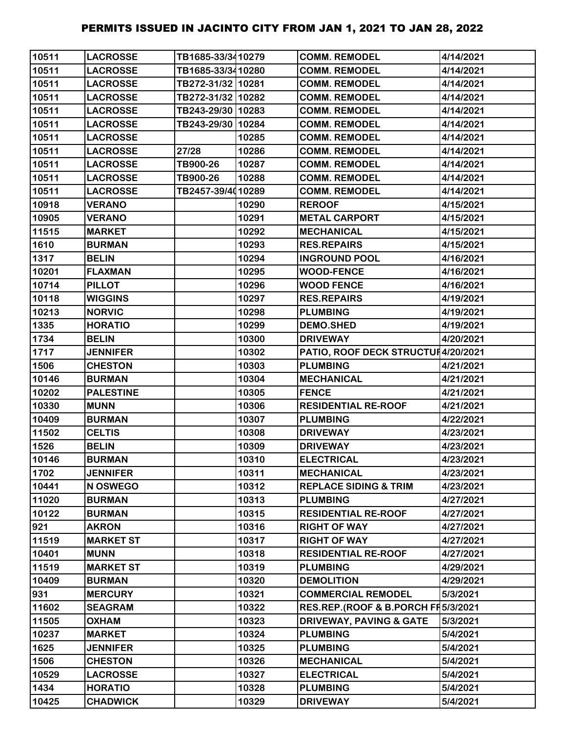# PERMITS ISSUED IN JACINTO CITY FROM JAN 1, 2021 TO JAN 28, 2022

| | | | | | |
|---|---|---|---|---|---|
| 10511 | LACROSSE | TB1685-33/34 | 10279 | COMM. REMODEL | 4/14/2021 |
| 10511 | LACROSSE | TB1685-33/34 | 10280 | COMM. REMODEL | 4/14/2021 |
| 10511 | LACROSSE | TB272-31/32 | 10281 | COMM. REMODEL | 4/14/2021 |
| 10511 | LACROSSE | TB272-31/32 | 10282 | COMM. REMODEL | 4/14/2021 |
| 10511 | LACROSSE | TB243-29/30 | 10283 | COMM. REMODEL | 4/14/2021 |
| 10511 | LACROSSE | TB243-29/30 | 10284 | COMM. REMODEL | 4/14/2021 |
| 10511 | LACROSSE | | 10285 | COMM. REMODEL | 4/14/2021 |
| 10511 | LACROSSE | 27/28 | 10286 | COMM. REMODEL | 4/14/2021 |
| 10511 | LACROSSE | TB900-26 | 10287 | COMM. REMODEL | 4/14/2021 |
| 10511 | LACROSSE | TB900-26 | 10288 | COMM. REMODEL | 4/14/2021 |
| 10511 | LACROSSE | TB2457-39/40 | 10289 | COMM. REMODEL | 4/14/2021 |
| 10918 | VERANO | | 10290 | REROOF | 4/15/2021 |
| 10905 | VERANO | | 10291 | METAL CARPORT | 4/15/2021 |
| 11515 | MARKET | | 10292 | MECHANICAL | 4/15/2021 |
| 1610 | BURMAN | | 10293 | RES.REPAIRS | 4/15/2021 |
| 1317 | BELIN | | 10294 | INGROUND POOL | 4/16/2021 |
| 10201 | FLAXMAN | | 10295 | WOOD-FENCE | 4/16/2021 |
| 10714 | PILLOT | | 10296 | WOOD FENCE | 4/16/2021 |
| 10118 | WIGGINS | | 10297 | RES.REPAIRS | 4/19/2021 |
| 10213 | NORVIC | | 10298 | PLUMBING | 4/19/2021 |
| 1335 | HORATIO | | 10299 | DEMO.SHED | 4/19/2021 |
| 1734 | BELIN | | 10300 | DRIVEWAY | 4/20/2021 |
| 1717 | JENNIFER | | 10302 | PATIO, ROOF DECK STRUCTUR | 4/20/2021 |
| 1506 | CHESTON | | 10303 | PLUMBING | 4/21/2021 |
| 10146 | BURMAN | | 10304 | MECHANICAL | 4/21/2021 |
| 10202 | PALESTINE | | 10305 | FENCE | 4/21/2021 |
| 10330 | MUNN | | 10306 | RESIDENTIAL RE-ROOF | 4/21/2021 |
| 10409 | BURMAN | | 10307 | PLUMBING | 4/22/2021 |
| 11502 | CELTIS | | 10308 | DRIVEWAY | 4/23/2021 |
| 1526 | BELIN | | 10309 | DRIVEWAY | 4/23/2021 |
| 10146 | BURMAN | | 10310 | ELECTRICAL | 4/23/2021 |
| 1702 | JENNIFER | | 10311 | MECHANICAL | 4/23/2021 |
| 10441 | N OSWEGO | | 10312 | REPLACE SIDING & TRIM | 4/23/2021 |
| 11020 | BURMAN | | 10313 | PLUMBING | 4/27/2021 |
| 10122 | BURMAN | | 10315 | RESIDENTIAL RE-ROOF | 4/27/2021 |
| 921 | AKRON | | 10316 | RIGHT OF WAY | 4/27/2021 |
| 11519 | MARKET ST | | 10317 | RIGHT OF WAY | 4/27/2021 |
| 10401 | MUNN | | 10318 | RESIDENTIAL RE-ROOF | 4/27/2021 |
| 11519 | MARKET ST | | 10319 | PLUMBING | 4/29/2021 |
| 10409 | BURMAN | | 10320 | DEMOLITION | 4/29/2021 |
| 931 | MERCURY | | 10321 | COMMERCIAL REMODEL | 5/3/2021 |
| 11602 | SEAGRAM | | 10322 | RES.REP.(ROOF & B.PORCH FR | 5/3/2021 |
| 11505 | OXHAM | | 10323 | DRIVEWAY, PAVING & GATE | 5/3/2021 |
| 10237 | MARKET | | 10324 | PLUMBING | 5/4/2021 |
| 1625 | JENNIFER | | 10325 | PLUMBING | 5/4/2021 |
| 1506 | CHESTON | | 10326 | MECHANICAL | 5/4/2021 |
| 10529 | LACROSSE | | 10327 | ELECTRICAL | 5/4/2021 |
| 1434 | HORATIO | | 10328 | PLUMBING | 5/4/2021 |
| 10425 | CHADWICK | | 10329 | DRIVEWAY | 5/4/2021 |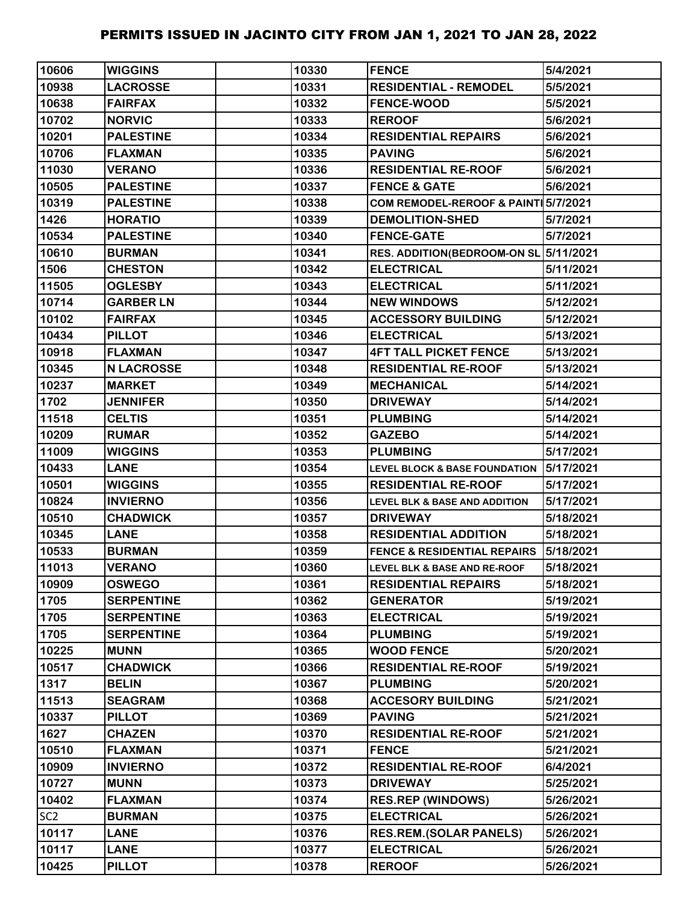# PERMITS ISSUED IN JACINTO CITY FROM JAN 1, 2021 TO JAN 28, 2022

| | | | | | |
|---|---|---|---|---|---|
| 10606 | WIGGINS | | 10330 | FENCE | 5/4/2021 |
| 10938 | LACROSSE | | 10331 | RESIDENTIAL - REMODEL | 5/5/2021 |
| 10638 | FAIRFAX | | 10332 | FENCE-WOOD | 5/5/2021 |
| 10702 | NORVIC | | 10333 | REROOF | 5/6/2021 |
| 10201 | PALESTINE | | 10334 | RESIDENTIAL REPAIRS | 5/6/2021 |
| 10706 | FLAXMAN | | 10335 | PAVING | 5/6/2021 |
| 11030 | VERANO | | 10336 | RESIDENTIAL RE-ROOF | 5/6/2021 |
| 10505 | PALESTINE | | 10337 | FENCE & GATE | 5/6/2021 |
| 10319 | PALESTINE | | 10338 | COM REMODEL-REROOF & PAINTI | 5/7/2021 |
| 1426 | HORATIO | | 10339 | DEMOLITION-SHED | 5/7/2021 |
| 10534 | PALESTINE | | 10340 | FENCE-GATE | 5/7/2021 |
| 10610 | BURMAN | | 10341 | RES. ADDITION(BEDROOM-ON SL | 5/11/2021 |
| 1506 | CHESTON | | 10342 | ELECTRICAL | 5/11/2021 |
| 11505 | OGLESBY | | 10343 | ELECTRICAL | 5/11/2021 |
| 10714 | GARBER LN | | 10344 | NEW WINDOWS | 5/12/2021 |
| 10102 | FAIRFAX | | 10345 | ACCESSORY BUILDING | 5/12/2021 |
| 10434 | PILLOT | | 10346 | ELECTRICAL | 5/13/2021 |
| 10918 | FLAXMAN | | 10347 | 4FT TALL PICKET FENCE | 5/13/2021 |
| 10345 | N LACROSSE | | 10348 | RESIDENTIAL RE-ROOF | 5/13/2021 |
| 10237 | MARKET | | 10349 | MECHANICAL | 5/14/2021 |
| 1702 | JENNIFER | | 10350 | DRIVEWAY | 5/14/2021 |
| 11518 | CELTIS | | 10351 | PLUMBING | 5/14/2021 |
| 10209 | RUMAR | | 10352 | GAZEBO | 5/14/2021 |
| 11009 | WIGGINS | | 10353 | PLUMBING | 5/17/2021 |
| 10433 | LANE | | 10354 | LEVEL BLOCK & BASE FOUNDATION | 5/17/2021 |
| 10501 | WIGGINS | | 10355 | RESIDENTIAL RE-ROOF | 5/17/2021 |
| 10824 | INVIERNO | | 10356 | LEVEL BLK & BASE AND ADDITION | 5/17/2021 |
| 10510 | CHADWICK | | 10357 | DRIVEWAY | 5/18/2021 |
| 10345 | LANE | | 10358 | RESIDENTIAL ADDITION | 5/18/2021 |
| 10533 | BURMAN | | 10359 | FENCE & RESIDENTIAL REPAIRS | 5/18/2021 |
| 11013 | VERANO | | 10360 | LEVEL BLK & BASE AND RE-ROOF | 5/18/2021 |
| 10909 | OSWEGO | | 10361 | RESIDENTIAL REPAIRS | 5/18/2021 |
| 1705 | SERPENTINE | | 10362 | GENERATOR | 5/19/2021 |
| 1705 | SERPENTINE | | 10363 | ELECTRICAL | 5/19/2021 |
| 1705 | SERPENTINE | | 10364 | PLUMBING | 5/19/2021 |
| 10225 | MUNN | | 10365 | WOOD FENCE | 5/20/2021 |
| 10517 | CHADWICK | | 10366 | RESIDENTIAL RE-ROOF | 5/19/2021 |
| 1317 | BELIN | | 10367 | PLUMBING | 5/20/2021 |
| 11513 | SEAGRAM | | 10368 | ACCESORY BUILDING | 5/21/2021 |
| 10337 | PILLOT | | 10369 | PAVING | 5/21/2021 |
| 1627 | CHAZEN | | 10370 | RESIDENTIAL RE-ROOF | 5/21/2021 |
| 10510 | FLAXMAN | | 10371 | FENCE | 5/21/2021 |
| 10909 | INVIERNO | | 10372 | RESIDENTIAL RE-ROOF | 6/4/2021 |
| 10727 | MUNN | | 10373 | DRIVEWAY | 5/25/2021 |
| 10402 | FLAXMAN | | 10374 | RES.REP (WINDOWS) | 5/26/2021 |
| SC2 | BURMAN | | 10375 | ELECTRICAL | 5/26/2021 |
| 10117 | LANE | | 10376 | RES.REM.(SOLAR PANELS) | 5/26/2021 |
| 10117 | LANE | | 10377 | ELECTRICAL | 5/26/2021 |
| 10425 | PILLOT | | 10378 | REROOF | 5/26/2021 |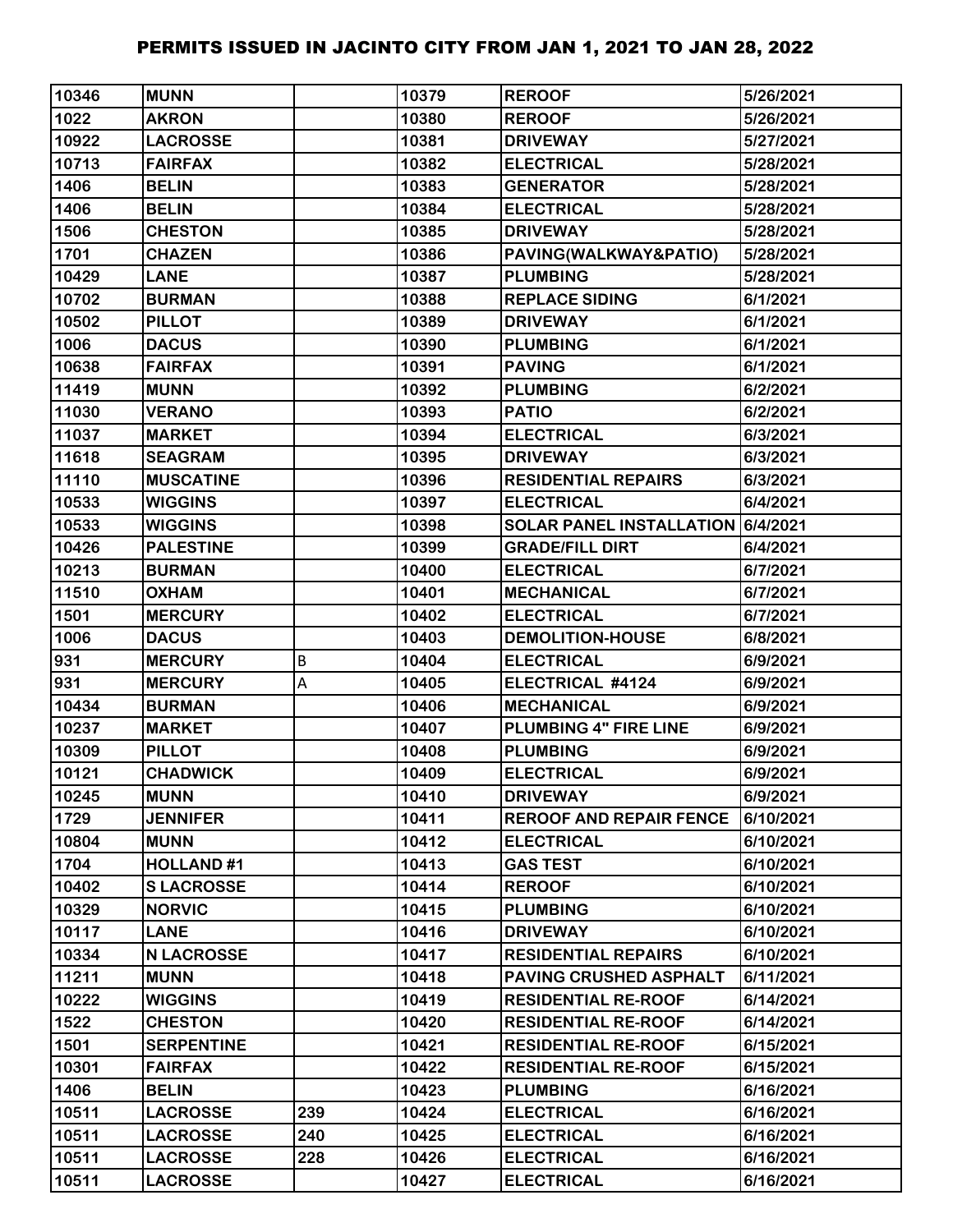# PERMITS ISSUED IN JACINTO CITY FROM JAN 1, 2021 TO JAN 28, 2022

| | | | | | |
|---|---|---|---|---|---|
| 10346 | MUNN | | 10379 | REROOF | 5/26/2021 |
| 1022 | AKRON | | 10380 | REROOF | 5/26/2021 |
| 10922 | LACROSSE | | 10381 | DRIVEWAY | 5/27/2021 |
| 10713 | FAIRFAX | | 10382 | ELECTRICAL | 5/28/2021 |
| 1406 | BELIN | | 10383 | GENERATOR | 5/28/2021 |
| 1406 | BELIN | | 10384 | ELECTRICAL | 5/28/2021 |
| 1506 | CHESTON | | 10385 | DRIVEWAY | 5/28/2021 |
| 1701 | CHAZEN | | 10386 | PAVING(WALKWAY&PATIO) | 5/28/2021 |
| 10429 | LANE | | 10387 | PLUMBING | 5/28/2021 |
| 10702 | BURMAN | | 10388 | REPLACE SIDING | 6/1/2021 |
| 10502 | PILLOT | | 10389 | DRIVEWAY | 6/1/2021 |
| 1006 | DACUS | | 10390 | PLUMBING | 6/1/2021 |
| 10638 | FAIRFAX | | 10391 | PAVING | 6/1/2021 |
| 11419 | MUNN | | 10392 | PLUMBING | 6/2/2021 |
| 11030 | VERANO | | 10393 | PATIO | 6/2/2021 |
| 11037 | MARKET | | 10394 | ELECTRICAL | 6/3/2021 |
| 11618 | SEAGRAM | | 10395 | DRIVEWAY | 6/3/2021 |
| 11110 | MUSCATINE | | 10396 | RESIDENTIAL REPAIRS | 6/3/2021 |
| 10533 | WIGGINS | | 10397 | ELECTRICAL | 6/4/2021 |
| 10533 | WIGGINS | | 10398 | SOLAR PANEL INSTALLATION | 6/4/2021 |
| 10426 | PALESTINE | | 10399 | GRADE/FILL DIRT | 6/4/2021 |
| 10213 | BURMAN | | 10400 | ELECTRICAL | 6/7/2021 |
| 11510 | OXHAM | | 10401 | MECHANICAL | 6/7/2021 |
| 1501 | MERCURY | | 10402 | ELECTRICAL | 6/7/2021 |
| 1006 | DACUS | | 10403 | DEMOLITION-HOUSE | 6/8/2021 |
| 931 | MERCURY | B | 10404 | ELECTRICAL | 6/9/2021 |
| 931 | MERCURY | A | 10405 | ELECTRICAL #4124 | 6/9/2021 |
| 10434 | BURMAN | | 10406 | MECHANICAL | 6/9/2021 |
| 10237 | MARKET | | 10407 | PLUMBING 4" FIRE LINE | 6/9/2021 |
| 10309 | PILLOT | | 10408 | PLUMBING | 6/9/2021 |
| 10121 | CHADWICK | | 10409 | ELECTRICAL | 6/9/2021 |
| 10245 | MUNN | | 10410 | DRIVEWAY | 6/9/2021 |
| 1729 | JENNIFER | | 10411 | REROOF AND REPAIR FENCE | 6/10/2021 |
| 10804 | MUNN | | 10412 | ELECTRICAL | 6/10/2021 |
| 1704 | HOLLAND #1 | | 10413 | GAS TEST | 6/10/2021 |
| 10402 | S LACROSSE | | 10414 | REROOF | 6/10/2021 |
| 10329 | NORVIC | | 10415 | PLUMBING | 6/10/2021 |
| 10117 | LANE | | 10416 | DRIVEWAY | 6/10/2021 |
| 10334 | N LACROSSE | | 10417 | RESIDENTIAL REPAIRS | 6/10/2021 |
| 11211 | MUNN | | 10418 | PAVING CRUSHED ASPHALT | 6/11/2021 |
| 10222 | WIGGINS | | 10419 | RESIDENTIAL RE-ROOF | 6/14/2021 |
| 1522 | CHESTON | | 10420 | RESIDENTIAL RE-ROOF | 6/14/2021 |
| 1501 | SERPENTINE | | 10421 | RESIDENTIAL RE-ROOF | 6/15/2021 |
| 10301 | FAIRFAX | | 10422 | RESIDENTIAL RE-ROOF | 6/15/2021 |
| 1406 | BELIN | | 10423 | PLUMBING | 6/16/2021 |
| 10511 | LACROSSE | 239 | 10424 | ELECTRICAL | 6/16/2021 |
| 10511 | LACROSSE | 240 | 10425 | ELECTRICAL | 6/16/2021 |
| 10511 | LACROSSE | 228 | 10426 | ELECTRICAL | 6/16/2021 |
| 10511 | LACROSSE | | 10427 | ELECTRICAL | 6/16/2021 |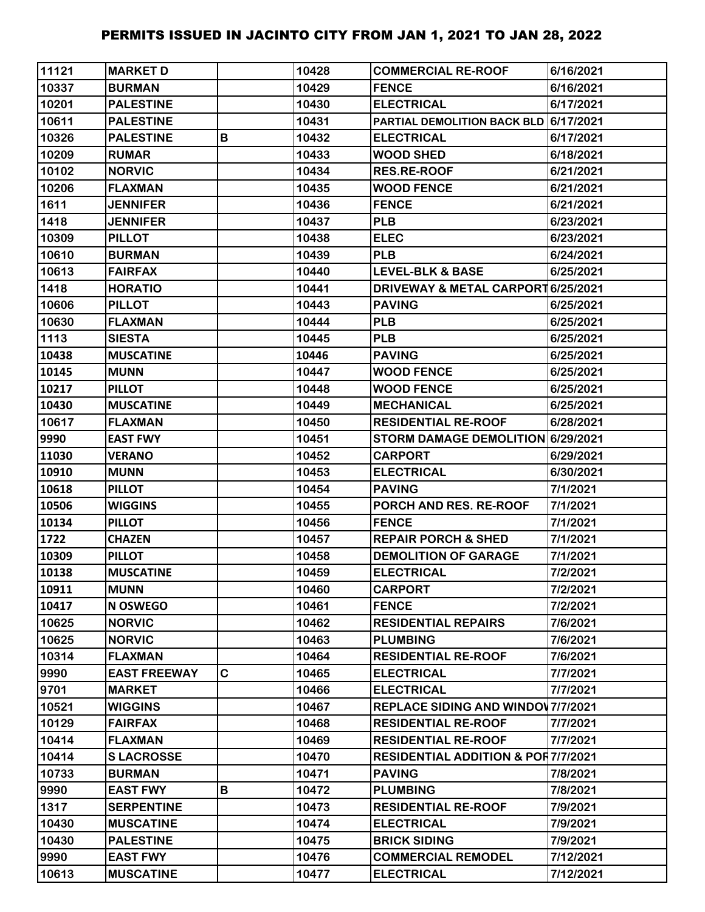# PERMITS ISSUED IN JACINTO CITY FROM JAN 1, 2021 TO JAN 28, 2022

| | | | | | |
|---|---|---|---|---|---|
| 11121 | MARKET D | | 10428 | COMMERCIAL RE-ROOF | 6/16/2021 |
| 10337 | BURMAN | | 10429 | FENCE | 6/16/2021 |
| 10201 | PALESTINE | | 10430 | ELECTRICAL | 6/17/2021 |
| 10611 | PALESTINE | | 10431 | PARTIAL DEMOLITION BACK BLD | 6/17/2021 |
| 10326 | PALESTINE | B | 10432 | ELECTRICAL | 6/17/2021 |
| 10209 | RUMAR | | 10433 | WOOD SHED | 6/18/2021 |
| 10102 | NORVIC | | 10434 | RES.RE-ROOF | 6/21/2021 |
| 10206 | FLAXMAN | | 10435 | WOOD FENCE | 6/21/2021 |
| 1611 | JENNIFER | | 10436 | FENCE | 6/21/2021 |
| 1418 | JENNIFER | | 10437 | PLB | 6/23/2021 |
| 10309 | PILLOT | | 10438 | ELEC | 6/23/2021 |
| 10610 | BURMAN | | 10439 | PLB | 6/24/2021 |
| 10613 | FAIRFAX | | 10440 | LEVEL-BLK & BASE | 6/25/2021 |
| 1418 | HORATIO | | 10441 | DRIVEWAY & METAL CARPORT | 6/25/2021 |
| 10606 | PILLOT | | 10443 | PAVING | 6/25/2021 |
| 10630 | FLAXMAN | | 10444 | PLB | 6/25/2021 |
| 1113 | SIESTA | | 10445 | PLB | 6/25/2021 |
| 10438 | MUSCATINE | | 10446 | PAVING | 6/25/2021 |
| 10145 | MUNN | | 10447 | WOOD FENCE | 6/25/2021 |
| 10217 | PILLOT | | 10448 | WOOD FENCE | 6/25/2021 |
| 10430 | MUSCATINE | | 10449 | MECHANICAL | 6/25/2021 |
| 10617 | FLAXMAN | | 10450 | RESIDENTIAL RE-ROOF | 6/28/2021 |
| 9990 | EAST FWY | | 10451 | STORM DAMAGE DEMOLITION | 6/29/2021 |
| 11030 | VERANO | | 10452 | CARPORT | 6/29/2021 |
| 10910 | MUNN | | 10453 | ELECTRICAL | 6/30/2021 |
| 10618 | PILLOT | | 10454 | PAVING | 7/1/2021 |
| 10506 | WIGGINS | | 10455 | PORCH AND RES. RE-ROOF | 7/1/2021 |
| 10134 | PILLOT | | 10456 | FENCE | 7/1/2021 |
| 1722 | CHAZEN | | 10457 | REPAIR PORCH & SHED | 7/1/2021 |
| 10309 | PILLOT | | 10458 | DEMOLITION OF GARAGE | 7/1/2021 |
| 10138 | MUSCATINE | | 10459 | ELECTRICAL | 7/2/2021 |
| 10911 | MUNN | | 10460 | CARPORT | 7/2/2021 |
| 10417 | N OSWEGO | | 10461 | FENCE | 7/2/2021 |
| 10625 | NORVIC | | 10462 | RESIDENTIAL REPAIRS | 7/6/2021 |
| 10625 | NORVIC | | 10463 | PLUMBING | 7/6/2021 |
| 10314 | FLAXMAN | | 10464 | RESIDENTIAL RE-ROOF | 7/6/2021 |
| 9990 | EAST FREEWAY | C | 10465 | ELECTRICAL | 7/7/2021 |
| 9701 | MARKET | | 10466 | ELECTRICAL | 7/7/2021 |
| 10521 | WIGGINS | | 10467 | REPLACE SIDING AND WINDOV | 7/7/2021 |
| 10129 | FAIRFAX | | 10468 | RESIDENTIAL RE-ROOF | 7/7/2021 |
| 10414 | FLAXMAN | | 10469 | RESIDENTIAL RE-ROOF | 7/7/2021 |
| 10414 | S LACROSSE | | 10470 | RESIDENTIAL ADDITION & POR | 7/7/2021 |
| 10733 | BURMAN | | 10471 | PAVING | 7/8/2021 |
| 9990 | EAST FWY | B | 10472 | PLUMBING | 7/8/2021 |
| 1317 | SERPENTINE | | 10473 | RESIDENTIAL RE-ROOF | 7/9/2021 |
| 10430 | MUSCATINE | | 10474 | ELECTRICAL | 7/9/2021 |
| 10430 | PALESTINE | | 10475 | BRICK SIDING | 7/9/2021 |
| 9990 | EAST FWY | | 10476 | COMMERCIAL REMODEL | 7/12/2021 |
| 10613 | MUSCATINE | | 10477 | ELECTRICAL | 7/12/2021 |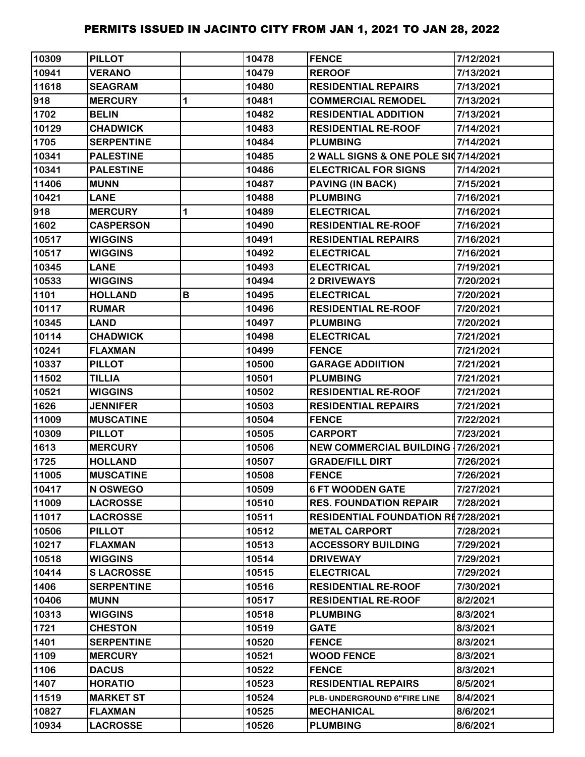# PERMITS ISSUED IN JACINTO CITY FROM JAN 1, 2021 TO JAN 28, 2022

| | | | | | |
|---|---|---|---|---|---|
| 10309 | PILLOT | | 10478 | FENCE | 7/12/2021 |
| 10941 | VERANO | | 10479 | REROOF | 7/13/2021 |
| 11618 | SEAGRAM | | 10480 | RESIDENTIAL REPAIRS | 7/13/2021 |
| 918 | MERCURY | 1 | 10481 | COMMERCIAL REMODEL | 7/13/2021 |
| 1702 | BELIN | | 10482 | RESIDENTIAL ADDITION | 7/13/2021 |
| 10129 | CHADWICK | | 10483 | RESIDENTIAL RE-ROOF | 7/14/2021 |
| 1705 | SERPENTINE | | 10484 | PLUMBING | 7/14/2021 |
| 10341 | PALESTINE | | 10485 | 2 WALL SIGNS & ONE POLE SI | 7/14/2021 |
| 10341 | PALESTINE | | 10486 | ELECTRICAL FOR SIGNS | 7/14/2021 |
| 11406 | MUNN | | 10487 | PAVING (IN BACK) | 7/15/2021 |
| 10421 | LANE | | 10488 | PLUMBING | 7/16/2021 |
| 918 | MERCURY | 1 | 10489 | ELECTRICAL | 7/16/2021 |
| 1602 | CASPERSON | | 10490 | RESIDENTIAL RE-ROOF | 7/16/2021 |
| 10517 | WIGGINS | | 10491 | RESIDENTIAL REPAIRS | 7/16/2021 |
| 10517 | WIGGINS | | 10492 | ELECTRICAL | 7/16/2021 |
| 10345 | LANE | | 10493 | ELECTRICAL | 7/19/2021 |
| 10533 | WIGGINS | | 10494 | 2 DRIVEWAYS | 7/20/2021 |
| 1101 | HOLLAND | B | 10495 | ELECTRICAL | 7/20/2021 |
| 10117 | RUMAR | | 10496 | RESIDENTIAL RE-ROOF | 7/20/2021 |
| 10345 | LAND | | 10497 | PLUMBING | 7/20/2021 |
| 10114 | CHADWICK | | 10498 | ELECTRICAL | 7/21/2021 |
| 10241 | FLAXMAN | | 10499 | FENCE | 7/21/2021 |
| 10337 | PILLOT | | 10500 | GARAGE ADDIITION | 7/21/2021 |
| 11502 | TILLIA | | 10501 | PLUMBING | 7/21/2021 |
| 10521 | WIGGINS | | 10502 | RESIDENTIAL RE-ROOF | 7/21/2021 |
| 1626 | JENNIFER | | 10503 | RESIDENTIAL REPAIRS | 7/21/2021 |
| 11009 | MUSCATINE | | 10504 | FENCE | 7/22/2021 |
| 10309 | PILLOT | | 10505 | CARPORT | 7/23/2021 |
| 1613 | MERCURY | | 10506 | NEW COMMERCIAL BUILDING - | 7/26/2021 |
| 1725 | HOLLAND | | 10507 | GRADE/FILL DIRT | 7/26/2021 |
| 11005 | MUSCATINE | | 10508 | FENCE | 7/26/2021 |
| 10417 | N OSWEGO | | 10509 | 6 FT WOODEN GATE | 7/27/2021 |
| 11009 | LACROSSE | | 10510 | RES. FOUNDATION REPAIR | 7/28/2021 |
| 11017 | LACROSSE | | 10511 | RESIDENTIAL FOUNDATION RE | 7/28/2021 |
| 10506 | PILLOT | | 10512 | METAL CARPORT | 7/28/2021 |
| 10217 | FLAXMAN | | 10513 | ACCESSORY BUILDING | 7/29/2021 |
| 10518 | WIGGINS | | 10514 | DRIVEWAY | 7/29/2021 |
| 10414 | S LACROSSE | | 10515 | ELECTRICAL | 7/29/2021 |
| 1406 | SERPENTINE | | 10516 | RESIDENTIAL RE-ROOF | 7/30/2021 |
| 10406 | MUNN | | 10517 | RESIDENTIAL RE-ROOF | 8/2/2021 |
| 10313 | WIGGINS | | 10518 | PLUMBING | 8/3/2021 |
| 1721 | CHESTON | | 10519 | GATE | 8/3/2021 |
| 1401 | SERPENTINE | | 10520 | FENCE | 8/3/2021 |
| 1109 | MERCURY | | 10521 | WOOD FENCE | 8/3/2021 |
| 1106 | DACUS | | 10522 | FENCE | 8/3/2021 |
| 1407 | HORATIO | | 10523 | RESIDENTIAL REPAIRS | 8/5/2021 |
| 11519 | MARKET ST | | 10524 | PLB- UNDERGROUND 6"FIRE LINE | 8/4/2021 |
| 10827 | FLAXMAN | | 10525 | MECHANICAL | 8/6/2021 |
| 10934 | LACROSSE | | 10526 | PLUMBING | 8/6/2021 |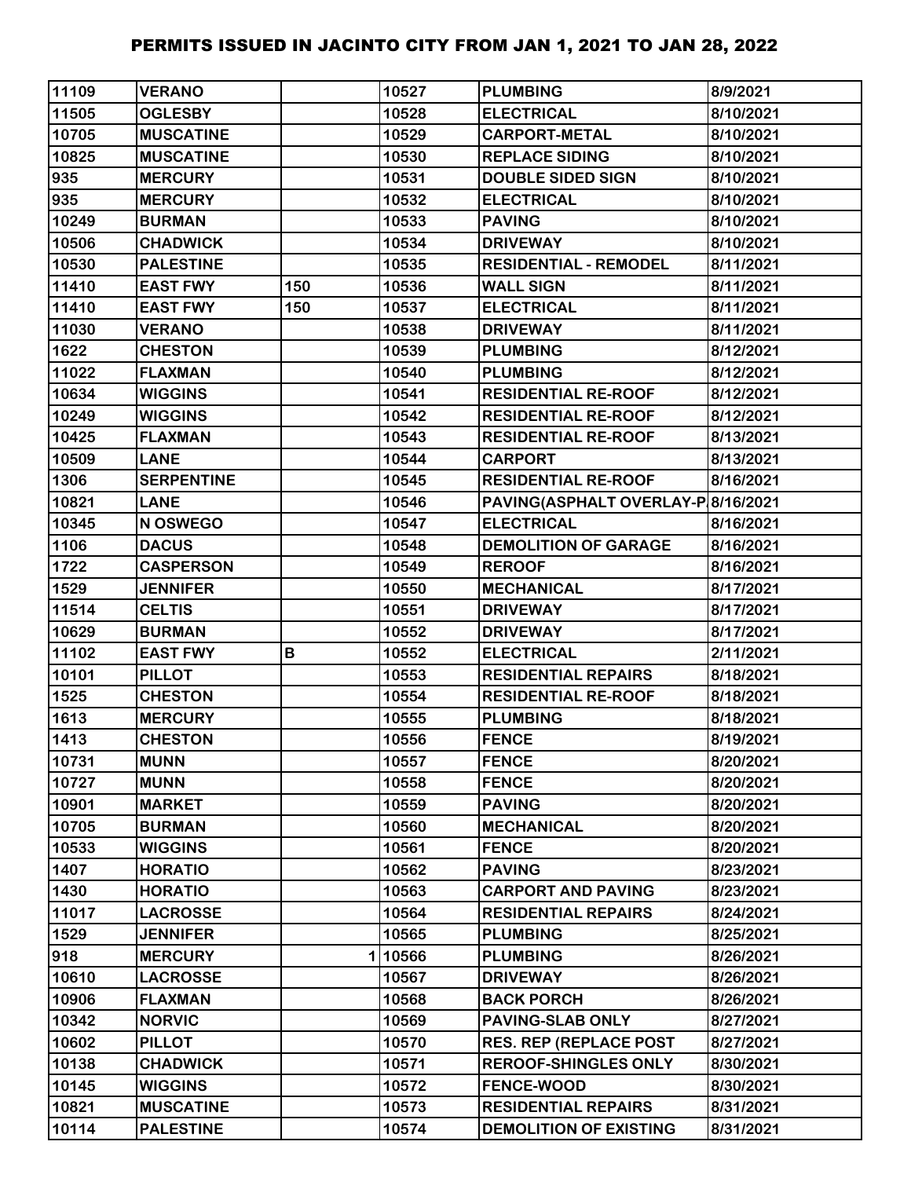# PERMITS ISSUED IN JACINTO CITY FROM JAN 1, 2021 TO JAN 28, 2022

| | | | | | |
|---|---|---|---|---|---|
| 11109 | VERANO | | 10527 | PLUMBING | 8/9/2021 |
| 11505 | OGLESBY | | 10528 | ELECTRICAL | 8/10/2021 |
| 10705 | MUSCATINE | | 10529 | CARPORT-METAL | 8/10/2021 |
| 10825 | MUSCATINE | | 10530 | REPLACE SIDING | 8/10/2021 |
| 935 | MERCURY | | 10531 | DOUBLE SIDED SIGN | 8/10/2021 |
| 935 | MERCURY | | 10532 | ELECTRICAL | 8/10/2021 |
| 10249 | BURMAN | | 10533 | PAVING | 8/10/2021 |
| 10506 | CHADWICK | | 10534 | DRIVEWAY | 8/10/2021 |
| 10530 | PALESTINE | | 10535 | RESIDENTIAL - REMODEL | 8/11/2021 |
| 11410 | EAST FWY | 150 | 10536 | WALL SIGN | 8/11/2021 |
| 11410 | EAST FWY | 150 | 10537 | ELECTRICAL | 8/11/2021 |
| 11030 | VERANO | | 10538 | DRIVEWAY | 8/11/2021 |
| 1622 | CHESTON | | 10539 | PLUMBING | 8/12/2021 |
| 11022 | FLAXMAN | | 10540 | PLUMBING | 8/12/2021 |
| 10634 | WIGGINS | | 10541 | RESIDENTIAL RE-ROOF | 8/12/2021 |
| 10249 | WIGGINS | | 10542 | RESIDENTIAL RE-ROOF | 8/12/2021 |
| 10425 | FLAXMAN | | 10543 | RESIDENTIAL RE-ROOF | 8/13/2021 |
| 10509 | LANE | | 10544 | CARPORT | 8/13/2021 |
| 1306 | SERPENTINE | | 10545 | RESIDENTIAL RE-ROOF | 8/16/2021 |
| 10821 | LANE | | 10546 | PAVING(ASPHALT OVERLAY-P | 8/16/2021 |
| 10345 | N OSWEGO | | 10547 | ELECTRICAL | 8/16/2021 |
| 1106 | DACUS | | 10548 | DEMOLITION OF GARAGE | 8/16/2021 |
| 1722 | CASPERSON | | 10549 | REROOF | 8/16/2021 |
| 1529 | JENNIFER | | 10550 | MECHANICAL | 8/17/2021 |
| 11514 | CELTIS | | 10551 | DRIVEWAY | 8/17/2021 |
| 10629 | BURMAN | | 10552 | DRIVEWAY | 8/17/2021 |
| 11102 | EAST FWY | B | 10552 | ELECTRICAL | 2/11/2021 |
| 10101 | PILLOT | | 10553 | RESIDENTIAL REPAIRS | 8/18/2021 |
| 1525 | CHESTON | | 10554 | RESIDENTIAL RE-ROOF | 8/18/2021 |
| 1613 | MERCURY | | 10555 | PLUMBING | 8/18/2021 |
| 1413 | CHESTON | | 10556 | FENCE | 8/19/2021 |
| 10731 | MUNN | | 10557 | FENCE | 8/20/2021 |
| 10727 | MUNN | | 10558 | FENCE | 8/20/2021 |
| 10901 | MARKET | | 10559 | PAVING | 8/20/2021 |
| 10705 | BURMAN | | 10560 | MECHANICAL | 8/20/2021 |
| 10533 | WIGGINS | | 10561 | FENCE | 8/20/2021 |
| 1407 | HORATIO | | 10562 | PAVING | 8/23/2021 |
| 1430 | HORATIO | | 10563 | CARPORT AND PAVING | 8/23/2021 |
| 11017 | LACROSSE | | 10564 | RESIDENTIAL REPAIRS | 8/24/2021 |
| 1529 | JENNIFER | | 10565 | PLUMBING | 8/25/2021 |
| 918 | MERCURY | 1 | 10566 | PLUMBING | 8/26/2021 |
| 10610 | LACROSSE | | 10567 | DRIVEWAY | 8/26/2021 |
| 10906 | FLAXMAN | | 10568 | BACK PORCH | 8/26/2021 |
| 10342 | NORVIC | | 10569 | PAVING-SLAB ONLY | 8/27/2021 |
| 10602 | PILLOT | | 10570 | RES. REP (REPLACE POST | 8/27/2021 |
| 10138 | CHADWICK | | 10571 | REROOF-SHINGLES ONLY | 8/30/2021 |
| 10145 | WIGGINS | | 10572 | FENCE-WOOD | 8/30/2021 |
| 10821 | MUSCATINE | | 10573 | RESIDENTIAL REPAIRS | 8/31/2021 |
| 10114 | PALESTINE | | 10574 | DEMOLITION OF EXISTING | 8/31/2021 |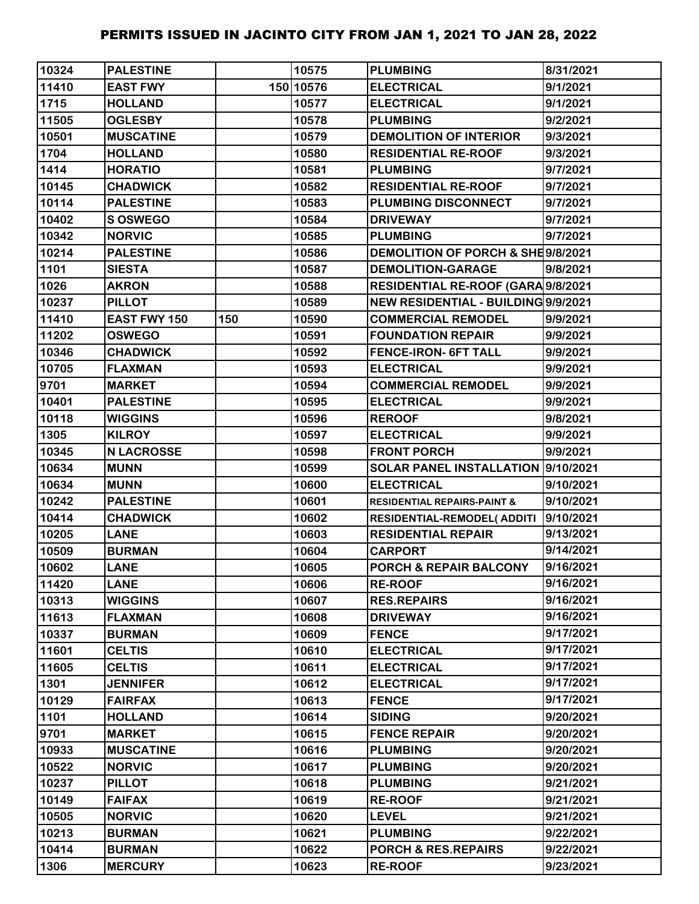# PERMITS ISSUED IN JACINTO CITY FROM JAN 1, 2021 TO JAN 28, 2022

| | | | | | |
|---|---|---|---|---|---|
| 10324 | PALESTINE | | 10575 | PLUMBING | 8/31/2021 |
| 11410 | EAST FWY | 150 | 10576 | ELECTRICAL | 9/1/2021 |
| 1715 | HOLLAND | | 10577 | ELECTRICAL | 9/1/2021 |
| 11505 | OGLESBY | | 10578 | PLUMBING | 9/2/2021 |
| 10501 | MUSCATINE | | 10579 | DEMOLITION OF INTERIOR | 9/3/2021 |
| 1704 | HOLLAND | | 10580 | RESIDENTIAL RE-ROOF | 9/3/2021 |
| 1414 | HORATIO | | 10581 | PLUMBING | 9/7/2021 |
| 10145 | CHADWICK | | 10582 | RESIDENTIAL RE-ROOF | 9/7/2021 |
| 10114 | PALESTINE | | 10583 | PLUMBING DISCONNECT | 9/7/2021 |
| 10402 | S OSWEGO | | 10584 | DRIVEWAY | 9/7/2021 |
| 10342 | NORVIC | | 10585 | PLUMBING | 9/7/2021 |
| 10214 | PALESTINE | | 10586 | DEMOLITION OF PORCH & SHE | 9/8/2021 |
| 1101 | SIESTA | | 10587 | DEMOLITION-GARAGE | 9/8/2021 |
| 1026 | AKRON | | 10588 | RESIDENTIAL RE-ROOF (GARA | 9/8/2021 |
| 10237 | PILLOT | | 10589 | NEW RESIDENTIAL - BUILDING | 9/9/2021 |
| 11410 | EAST FWY 150 | 150 | 10590 | COMMERCIAL REMODEL | 9/9/2021 |
| 11202 | OSWEGO | | 10591 | FOUNDATION REPAIR | 9/9/2021 |
| 10346 | CHADWICK | | 10592 | FENCE-IRON- 6FT TALL | 9/9/2021 |
| 10705 | FLAXMAN | | 10593 | ELECTRICAL | 9/9/2021 |
| 9701 | MARKET | | 10594 | COMMERCIAL REMODEL | 9/9/2021 |
| 10401 | PALESTINE | | 10595 | ELECTRICAL | 9/9/2021 |
| 10118 | WIGGINS | | 10596 | REROOF | 9/8/2021 |
| 1305 | KILROY | | 10597 | ELECTRICAL | 9/9/2021 |
| 10345 | N LACROSSE | | 10598 | FRONT PORCH | 9/9/2021 |
| 10634 | MUNN | | 10599 | SOLAR PANEL INSTALLATION | 9/10/2021 |
| 10634 | MUNN | | 10600 | ELECTRICAL | 9/10/2021 |
| 10242 | PALESTINE | | 10601 | RESIDENTIAL REPAIRS-PAINT & | 9/10/2021 |
| 10414 | CHADWICK | | 10602 | RESIDENTIAL-REMODEL( ADDITI | 9/10/2021 |
| 10205 | LANE | | 10603 | RESIDENTIAL REPAIR | 9/13/2021 |
| 10509 | BURMAN | | 10604 | CARPORT | 9/14/2021 |
| 10602 | LANE | | 10605 | PORCH & REPAIR BALCONY | 9/16/2021 |
| 11420 | LANE | | 10606 | RE-ROOF | 9/16/2021 |
| 10313 | WIGGINS | | 10607 | RES.REPAIRS | 9/16/2021 |
| 11613 | FLAXMAN | | 10608 | DRIVEWAY | 9/16/2021 |
| 10337 | BURMAN | | 10609 | FENCE | 9/17/2021 |
| 11601 | CELTIS | | 10610 | ELECTRICAL | 9/17/2021 |
| 11605 | CELTIS | | 10611 | ELECTRICAL | 9/17/2021 |
| 1301 | JENNIFER | | 10612 | ELECTRICAL | 9/17/2021 |
| 10129 | FAIRFAX | | 10613 | FENCE | 9/17/2021 |
| 1101 | HOLLAND | | 10614 | SIDING | 9/20/2021 |
| 9701 | MARKET | | 10615 | FENCE REPAIR | 9/20/2021 |
| 10933 | MUSCATINE | | 10616 | PLUMBING | 9/20/2021 |
| 10522 | NORVIC | | 10617 | PLUMBING | 9/20/2021 |
| 10237 | PILLOT | | 10618 | PLUMBING | 9/21/2021 |
| 10149 | FAIFAX | | 10619 | RE-ROOF | 9/21/2021 |
| 10505 | NORVIC | | 10620 | LEVEL | 9/21/2021 |
| 10213 | BURMAN | | 10621 | PLUMBING | 9/22/2021 |
| 10414 | BURMAN | | 10622 | PORCH & RES.REPAIRS | 9/22/2021 |
| 1306 | MERCURY | | 10623 | RE-ROOF | 9/23/2021 |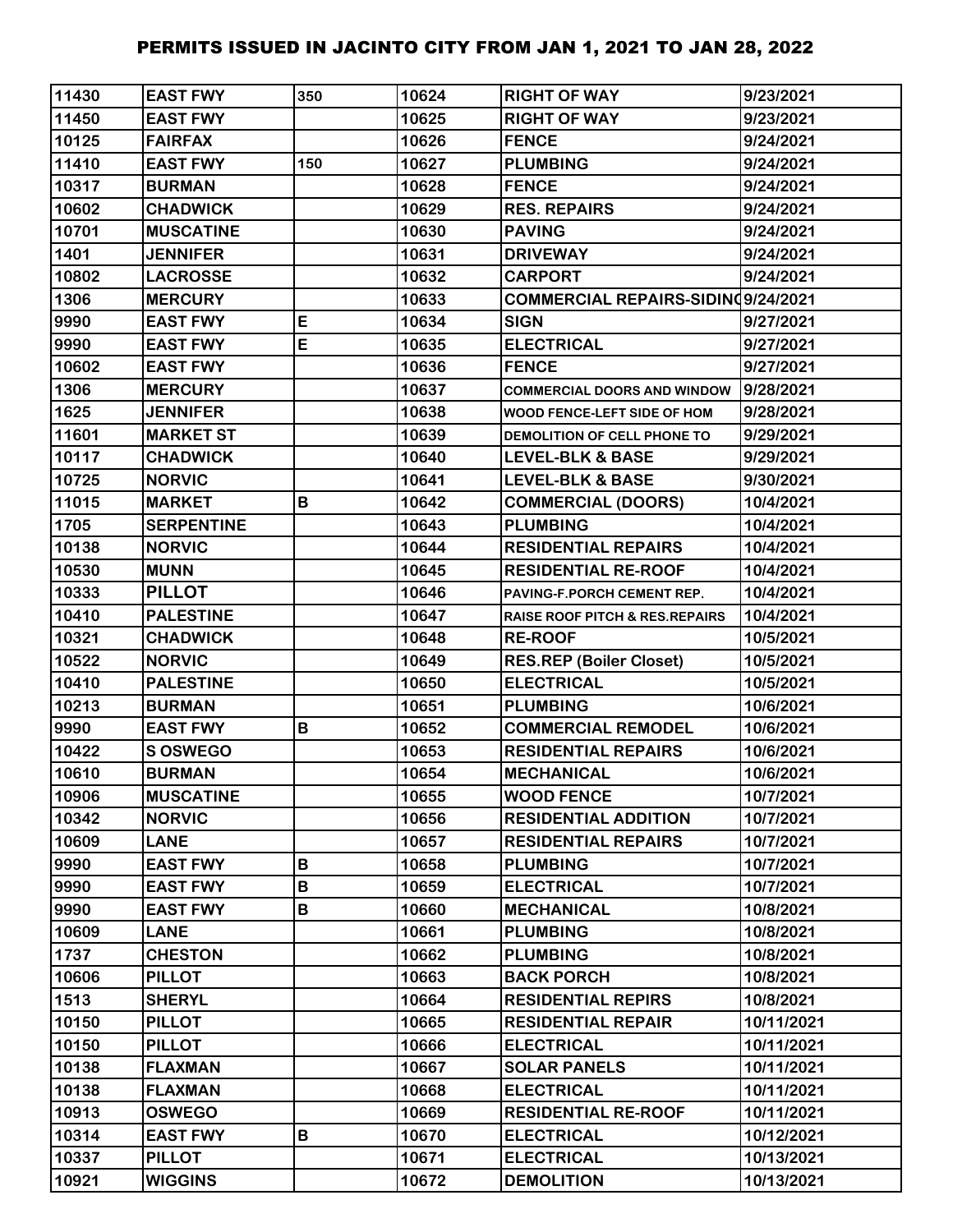# PERMITS ISSUED IN JACINTO CITY FROM JAN 1, 2021 TO JAN 28, 2022

| | | | | | |
|---|---|---|---|---|---|
| 11430 | EAST FWY | 350 | 10624 | RIGHT OF WAY | 9/23/2021 |
| 11450 | EAST FWY | | 10625 | RIGHT OF WAY | 9/23/2021 |
| 10125 | FAIRFAX | | 10626 | FENCE | 9/24/2021 |
| 11410 | EAST FWY | 150 | 10627 | PLUMBING | 9/24/2021 |
| 10317 | BURMAN | | 10628 | FENCE | 9/24/2021 |
| 10602 | CHADWICK | | 10629 | RES. REPAIRS | 9/24/2021 |
| 10701 | MUSCATINE | | 10630 | PAVING | 9/24/2021 |
| 1401 | JENNIFER | | 10631 | DRIVEWAY | 9/24/2021 |
| 10802 | LACROSSE | | 10632 | CARPORT | 9/24/2021 |
| 1306 | MERCURY | | 10633 | COMMERCIAL REPAIRS-SIDING | 9/24/2021 |
| 9990 | EAST FWY | E | 10634 | SIGN | 9/27/2021 |
| 9990 | EAST FWY | E | 10635 | ELECTRICAL | 9/27/2021 |
| 10602 | EAST FWY | | 10636 | FENCE | 9/27/2021 |
| 1306 | MERCURY | | 10637 | COMMERCIAL DOORS AND WINDOW | 9/28/2021 |
| 1625 | JENNIFER | | 10638 | WOOD FENCE-LEFT SIDE OF HOM | 9/28/2021 |
| 11601 | MARKET ST | | 10639 | DEMOLITION OF CELL PHONE TO | 9/29/2021 |
| 10117 | CHADWICK | | 10640 | LEVEL-BLK & BASE | 9/29/2021 |
| 10725 | NORVIC | | 10641 | LEVEL-BLK & BASE | 9/30/2021 |
| 11015 | MARKET | B | 10642 | COMMERCIAL (DOORS) | 10/4/2021 |
| 1705 | SERPENTINE | | 10643 | PLUMBING | 10/4/2021 |
| 10138 | NORVIC | | 10644 | RESIDENTIAL REPAIRS | 10/4/2021 |
| 10530 | MUNN | | 10645 | RESIDENTIAL RE-ROOF | 10/4/2021 |
| 10333 | PILLOT | | 10646 | PAVING-F.PORCH CEMENT REP. | 10/4/2021 |
| 10410 | PALESTINE | | 10647 | RAISE ROOF PITCH & RES.REPAIRS | 10/4/2021 |
| 10321 | CHADWICK | | 10648 | RE-ROOF | 10/5/2021 |
| 10522 | NORVIC | | 10649 | RES.REP (Boiler Closet) | 10/5/2021 |
| 10410 | PALESTINE | | 10650 | ELECTRICAL | 10/5/2021 |
| 10213 | BURMAN | | 10651 | PLUMBING | 10/6/2021 |
| 9990 | EAST FWY | B | 10652 | COMMERCIAL REMODEL | 10/6/2021 |
| 10422 | S OSWEGO | | 10653 | RESIDENTIAL REPAIRS | 10/6/2021 |
| 10610 | BURMAN | | 10654 | MECHANICAL | 10/6/2021 |
| 10906 | MUSCATINE | | 10655 | WOOD FENCE | 10/7/2021 |
| 10342 | NORVIC | | 10656 | RESIDENTIAL ADDITION | 10/7/2021 |
| 10609 | LANE | | 10657 | RESIDENTIAL REPAIRS | 10/7/2021 |
| 9990 | EAST FWY | B | 10658 | PLUMBING | 10/7/2021 |
| 9990 | EAST FWY | B | 10659 | ELECTRICAL | 10/7/2021 |
| 9990 | EAST FWY | B | 10660 | MECHANICAL | 10/8/2021 |
| 10609 | LANE | | 10661 | PLUMBING | 10/8/2021 |
| 1737 | CHESTON | | 10662 | PLUMBING | 10/8/2021 |
| 10606 | PILLOT | | 10663 | BACK PORCH | 10/8/2021 |
| 1513 | SHERYL | | 10664 | RESIDENTIAL REPIRS | 10/8/2021 |
| 10150 | PILLOT | | 10665 | RESIDENTIAL REPAIR | 10/11/2021 |
| 10150 | PILLOT | | 10666 | ELECTRICAL | 10/11/2021 |
| 10138 | FLAXMAN | | 10667 | SOLAR PANELS | 10/11/2021 |
| 10138 | FLAXMAN | | 10668 | ELECTRICAL | 10/11/2021 |
| 10913 | OSWEGO | | 10669 | RESIDENTIAL RE-ROOF | 10/11/2021 |
| 10314 | EAST FWY | B | 10670 | ELECTRICAL | 10/12/2021 |
| 10337 | PILLOT | | 10671 | ELECTRICAL | 10/13/2021 |
| 10921 | WIGGINS | | 10672 | DEMOLITION | 10/13/2021 |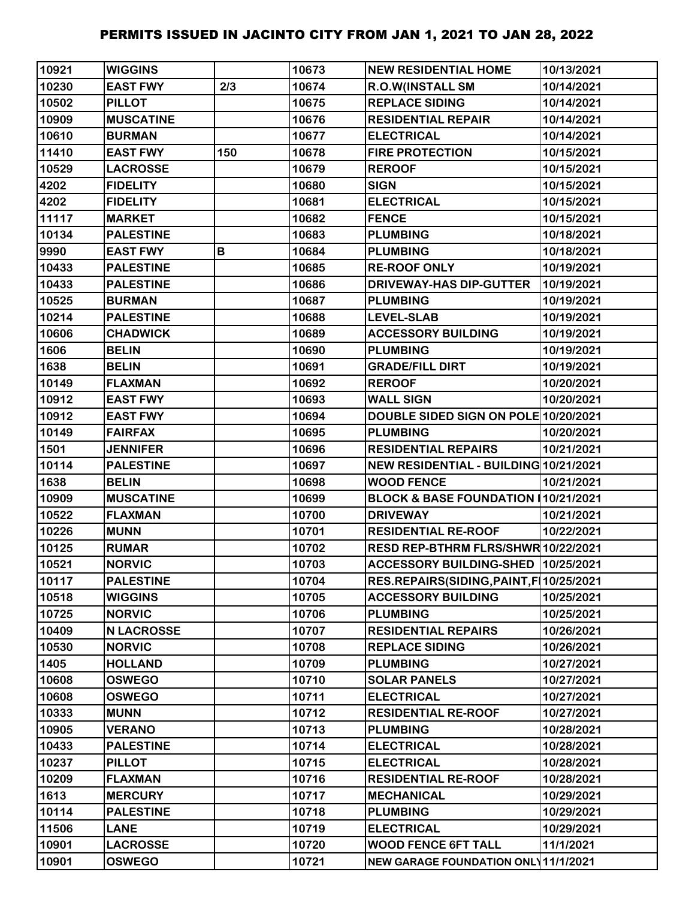# PERMITS ISSUED IN JACINTO CITY FROM JAN 1, 2021 TO JAN 28, 2022

| | | | | | |
|---|---|---|---|---|---|
| 10921 | WIGGINS | | 10673 | NEW RESIDENTIAL HOME | 10/13/2021 |
| 10230 | EAST FWY | 2/3 | 10674 | R.O.W(INSTALL SM | 10/14/2021 |
| 10502 | PILLOT | | 10675 | REPLACE SIDING | 10/14/2021 |
| 10909 | MUSCATINE | | 10676 | RESIDENTIAL REPAIR | 10/14/2021 |
| 10610 | BURMAN | | 10677 | ELECTRICAL | 10/14/2021 |
| 11410 | EAST FWY | 150 | 10678 | FIRE PROTECTION | 10/15/2021 |
| 10529 | LACROSSE | | 10679 | REROOF | 10/15/2021 |
| 4202 | FIDELITY | | 10680 | SIGN | 10/15/2021 |
| 4202 | FIDELITY | | 10681 | ELECTRICAL | 10/15/2021 |
| 11117 | MARKET | | 10682 | FENCE | 10/15/2021 |
| 10134 | PALESTINE | | 10683 | PLUMBING | 10/18/2021 |
| 9990 | EAST FWY | B | 10684 | PLUMBING | 10/18/2021 |
| 10433 | PALESTINE | | 10685 | RE-ROOF ONLY | 10/19/2021 |
| 10433 | PALESTINE | | 10686 | DRIVEWAY-HAS DIP-GUTTER | 10/19/2021 |
| 10525 | BURMAN | | 10687 | PLUMBING | 10/19/2021 |
| 10214 | PALESTINE | | 10688 | LEVEL-SLAB | 10/19/2021 |
| 10606 | CHADWICK | | 10689 | ACCESSORY BUILDING | 10/19/2021 |
| 1606 | BELIN | | 10690 | PLUMBING | 10/19/2021 |
| 1638 | BELIN | | 10691 | GRADE/FILL DIRT | 10/19/2021 |
| 10149 | FLAXMAN | | 10692 | REROOF | 10/20/2021 |
| 10912 | EAST FWY | | 10693 | WALL SIGN | 10/20/2021 |
| 10912 | EAST FWY | | 10694 | DOUBLE SIDED SIGN ON POLE | 10/20/2021 |
| 10149 | FAIRFAX | | 10695 | PLUMBING | 10/20/2021 |
| 1501 | JENNIFER | | 10696 | RESIDENTIAL REPAIRS | 10/21/2021 |
| 10114 | PALESTINE | | 10697 | NEW RESIDENTIAL - BUILDING | 10/21/2021 |
| 1638 | BELIN | | 10698 | WOOD FENCE | 10/21/2021 |
| 10909 | MUSCATINE | | 10699 | BLOCK & BASE FOUNDATION I | 10/21/2021 |
| 10522 | FLAXMAN | | 10700 | DRIVEWAY | 10/21/2021 |
| 10226 | MUNN | | 10701 | RESIDENTIAL RE-ROOF | 10/22/2021 |
| 10125 | RUMAR | | 10702 | RESD REP-BTHRM FLRS/SHWR | 10/22/2021 |
| 10521 | NORVIC | | 10703 | ACCESSORY BUILDING-SHED | 10/25/2021 |
| 10117 | PALESTINE | | 10704 | RES.REPAIRS(SIDING,PAINT,F | 10/25/2021 |
| 10518 | WIGGINS | | 10705 | ACCESSORY BUILDING | 10/25/2021 |
| 10725 | NORVIC | | 10706 | PLUMBING | 10/25/2021 |
| 10409 | N LACROSSE | | 10707 | RESIDENTIAL REPAIRS | 10/26/2021 |
| 10530 | NORVIC | | 10708 | REPLACE SIDING | 10/26/2021 |
| 1405 | HOLLAND | | 10709 | PLUMBING | 10/27/2021 |
| 10608 | OSWEGO | | 10710 | SOLAR PANELS | 10/27/2021 |
| 10608 | OSWEGO | | 10711 | ELECTRICAL | 10/27/2021 |
| 10333 | MUNN | | 10712 | RESIDENTIAL RE-ROOF | 10/27/2021 |
| 10905 | VERANO | | 10713 | PLUMBING | 10/28/2021 |
| 10433 | PALESTINE | | 10714 | ELECTRICAL | 10/28/2021 |
| 10237 | PILLOT | | 10715 | ELECTRICAL | 10/28/2021 |
| 10209 | FLAXMAN | | 10716 | RESIDENTIAL RE-ROOF | 10/28/2021 |
| 1613 | MERCURY | | 10717 | MECHANICAL | 10/29/2021 |
| 10114 | PALESTINE | | 10718 | PLUMBING | 10/29/2021 |
| 11506 | LANE | | 10719 | ELECTRICAL | 10/29/2021 |
| 10901 | LACROSSE | | 10720 | WOOD FENCE 6FT TALL | 11/1/2021 |
| 10901 | OSWEGO | | 10721 | NEW GARAGE FOUNDATION ONLY | 11/1/2021 |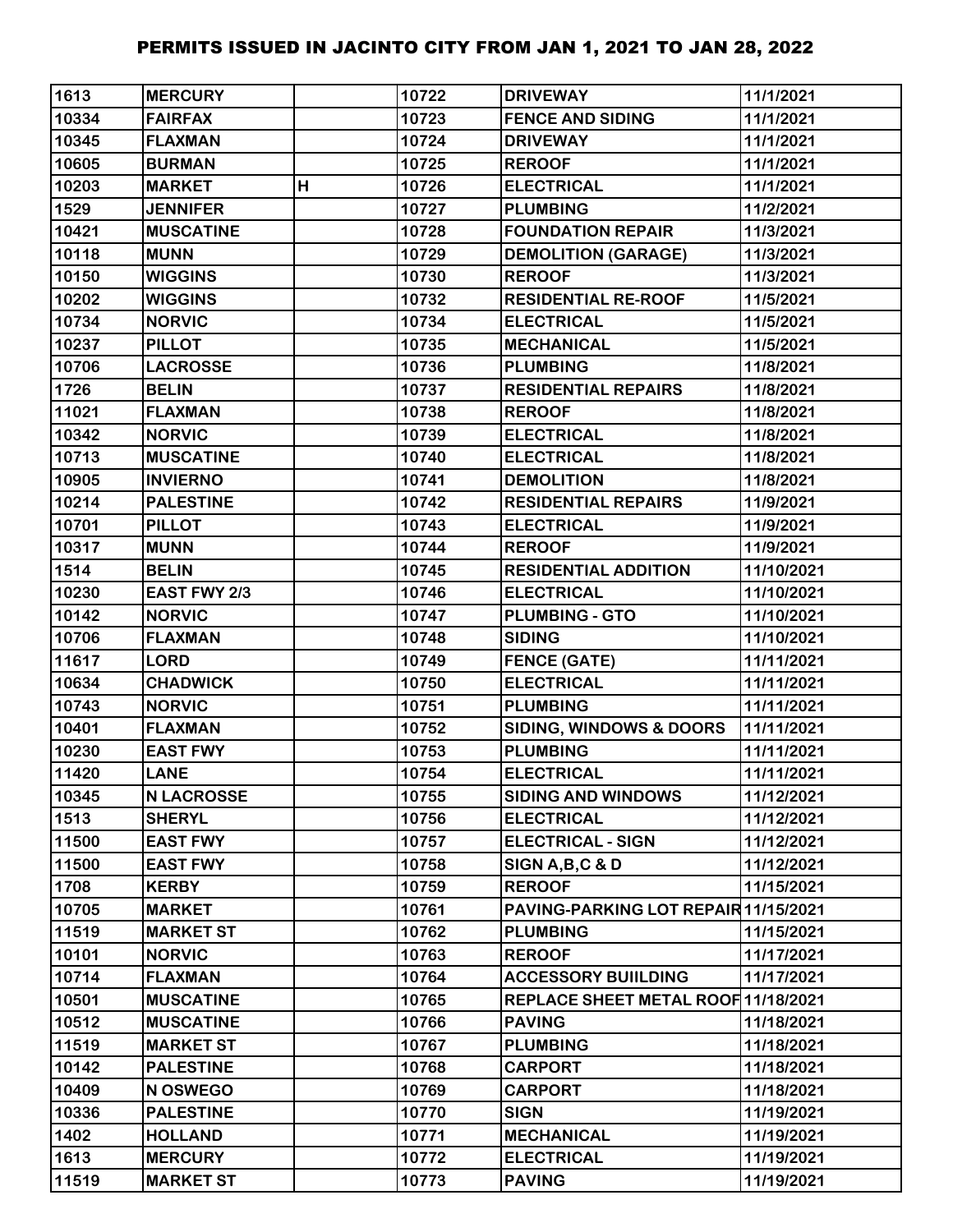# PERMITS ISSUED IN JACINTO CITY FROM JAN 1, 2021 TO JAN 28, 2022

| | | | | | |
|---|---|---|---|---|---|
| 1613 | MERCURY | | 10722 | DRIVEWAY | 11/1/2021 |
| 10334 | FAIRFAX | | 10723 | FENCE AND SIDING | 11/1/2021 |
| 10345 | FLAXMAN | | 10724 | DRIVEWAY | 11/1/2021 |
| 10605 | BURMAN | | 10725 | REROOF | 11/1/2021 |
| 10203 | MARKET | H | 10726 | ELECTRICAL | 11/1/2021 |
| 1529 | JENNIFER | | 10727 | PLUMBING | 11/2/2021 |
| 10421 | MUSCATINE | | 10728 | FOUNDATION REPAIR | 11/3/2021 |
| 10118 | MUNN | | 10729 | DEMOLITION (GARAGE) | 11/3/2021 |
| 10150 | WIGGINS | | 10730 | REROOF | 11/3/2021 |
| 10202 | WIGGINS | | 10732 | RESIDENTIAL RE-ROOF | 11/5/2021 |
| 10734 | NORVIC | | 10734 | ELECTRICAL | 11/5/2021 |
| 10237 | PILLOT | | 10735 | MECHANICAL | 11/5/2021 |
| 10706 | LACROSSE | | 10736 | PLUMBING | 11/8/2021 |
| 1726 | BELIN | | 10737 | RESIDENTIAL REPAIRS | 11/8/2021 |
| 11021 | FLAXMAN | | 10738 | REROOF | 11/8/2021 |
| 10342 | NORVIC | | 10739 | ELECTRICAL | 11/8/2021 |
| 10713 | MUSCATINE | | 10740 | ELECTRICAL | 11/8/2021 |
| 10905 | INVIERNO | | 10741 | DEMOLITION | 11/8/2021 |
| 10214 | PALESTINE | | 10742 | RESIDENTIAL REPAIRS | 11/9/2021 |
| 10701 | PILLOT | | 10743 | ELECTRICAL | 11/9/2021 |
| 10317 | MUNN | | 10744 | REROOF | 11/9/2021 |
| 1514 | BELIN | | 10745 | RESIDENTIAL ADDITION | 11/10/2021 |
| 10230 | EAST FWY 2/3 | | 10746 | ELECTRICAL | 11/10/2021 |
| 10142 | NORVIC | | 10747 | PLUMBING - GTO | 11/10/2021 |
| 10706 | FLAXMAN | | 10748 | SIDING | 11/10/2021 |
| 11617 | LORD | | 10749 | FENCE (GATE) | 11/11/2021 |
| 10634 | CHADWICK | | 10750 | ELECTRICAL | 11/11/2021 |
| 10743 | NORVIC | | 10751 | PLUMBING | 11/11/2021 |
| 10401 | FLAXMAN | | 10752 | SIDING, WINDOWS & DOORS | 11/11/2021 |
| 10230 | EAST FWY | | 10753 | PLUMBING | 11/11/2021 |
| 11420 | LANE | | 10754 | ELECTRICAL | 11/11/2021 |
| 10345 | N LACROSSE | | 10755 | SIDING AND WINDOWS | 11/12/2021 |
| 1513 | SHERYL | | 10756 | ELECTRICAL | 11/12/2021 |
| 11500 | EAST FWY | | 10757 | ELECTRICAL - SIGN | 11/12/2021 |
| 11500 | EAST FWY | | 10758 | SIGN A,B,C & D | 11/12/2021 |
| 1708 | KERBY | | 10759 | REROOF | 11/15/2021 |
| 10705 | MARKET | | 10761 | PAVING-PARKING LOT REPAIR | 11/15/2021 |
| 11519 | MARKET ST | | 10762 | PLUMBING | 11/15/2021 |
| 10101 | NORVIC | | 10763 | REROOF | 11/17/2021 |
| 10714 | FLAXMAN | | 10764 | ACCESSORY BUIILDING | 11/17/2021 |
| 10501 | MUSCATINE | | 10765 | REPLACE SHEET METAL ROOF | 11/18/2021 |
| 10512 | MUSCATINE | | 10766 | PAVING | 11/18/2021 |
| 11519 | MARKET ST | | 10767 | PLUMBING | 11/18/2021 |
| 10142 | PALESTINE | | 10768 | CARPORT | 11/18/2021 |
| 10409 | N OSWEGO | | 10769 | CARPORT | 11/18/2021 |
| 10336 | PALESTINE | | 10770 | SIGN | 11/19/2021 |
| 1402 | HOLLAND | | 10771 | MECHANICAL | 11/19/2021 |
| 1613 | MERCURY | | 10772 | ELECTRICAL | 11/19/2021 |
| 11519 | MARKET ST | | 10773 | PAVING | 11/19/2021 |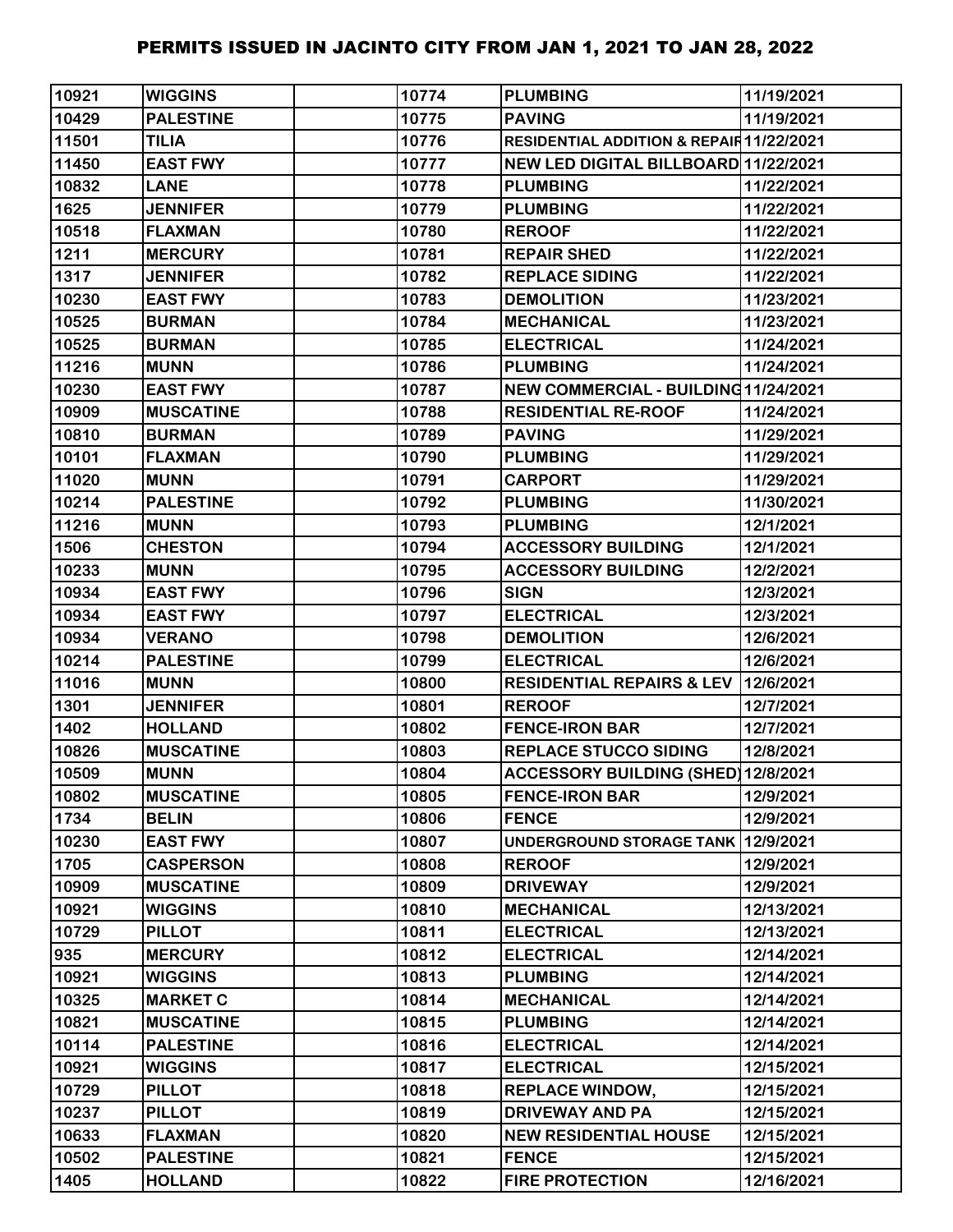# PERMITS ISSUED IN JACINTO CITY FROM JAN 1, 2021 TO JAN 28, 2022

| | | | | | |
|---|---|---|---|---|---|
| 10921 | WIGGINS | | 10774 | PLUMBING | 11/19/2021 |
| 10429 | PALESTINE | | 10775 | PAVING | 11/19/2021 |
| 11501 | TILIA | | 10776 | RESIDENTIAL ADDITION & REPAIR | 11/22/2021 |
| 11450 | EAST FWY | | 10777 | NEW LED DIGITAL BILLBOARD | 11/22/2021 |
| 10832 | LANE | | 10778 | PLUMBING | 11/22/2021 |
| 1625 | JENNIFER | | 10779 | PLUMBING | 11/22/2021 |
| 10518 | FLAXMAN | | 10780 | REROOF | 11/22/2021 |
| 1211 | MERCURY | | 10781 | REPAIR SHED | 11/22/2021 |
| 1317 | JENNIFER | | 10782 | REPLACE SIDING | 11/22/2021 |
| 10230 | EAST FWY | | 10783 | DEMOLITION | 11/23/2021 |
| 10525 | BURMAN | | 10784 | MECHANICAL | 11/23/2021 |
| 10525 | BURMAN | | 10785 | ELECTRICAL | 11/24/2021 |
| 11216 | MUNN | | 10786 | PLUMBING | 11/24/2021 |
| 10230 | EAST FWY | | 10787 | NEW COMMERCIAL - BUILDING | 11/24/2021 |
| 10909 | MUSCATINE | | 10788 | RESIDENTIAL RE-ROOF | 11/24/2021 |
| 10810 | BURMAN | | 10789 | PAVING | 11/29/2021 |
| 10101 | FLAXMAN | | 10790 | PLUMBING | 11/29/2021 |
| 11020 | MUNN | | 10791 | CARPORT | 11/29/2021 |
| 10214 | PALESTINE | | 10792 | PLUMBING | 11/30/2021 |
| 11216 | MUNN | | 10793 | PLUMBING | 12/1/2021 |
| 1506 | CHESTON | | 10794 | ACCESSORY BUILDING | 12/1/2021 |
| 10233 | MUNN | | 10795 | ACCESSORY BUILDING | 12/2/2021 |
| 10934 | EAST FWY | | 10796 | SIGN | 12/3/2021 |
| 10934 | EAST FWY | | 10797 | ELECTRICAL | 12/3/2021 |
| 10934 | VERANO | | 10798 | DEMOLITION | 12/6/2021 |
| 10214 | PALESTINE | | 10799 | ELECTRICAL | 12/6/2021 |
| 11016 | MUNN | | 10800 | RESIDENTIAL REPAIRS & LEV | 12/6/2021 |
| 1301 | JENNIFER | | 10801 | REROOF | 12/7/2021 |
| 1402 | HOLLAND | | 10802 | FENCE-IRON BAR | 12/7/2021 |
| 10826 | MUSCATINE | | 10803 | REPLACE STUCCO SIDING | 12/8/2021 |
| 10509 | MUNN | | 10804 | ACCESSORY BUILDING (SHED) | 12/8/2021 |
| 10802 | MUSCATINE | | 10805 | FENCE-IRON BAR | 12/9/2021 |
| 1734 | BELIN | | 10806 | FENCE | 12/9/2021 |
| 10230 | EAST FWY | | 10807 | UNDERGROUND STORAGE TANK | 12/9/2021 |
| 1705 | CASPERSON | | 10808 | REROOF | 12/9/2021 |
| 10909 | MUSCATINE | | 10809 | DRIVEWAY | 12/9/2021 |
| 10921 | WIGGINS | | 10810 | MECHANICAL | 12/13/2021 |
| 10729 | PILLOT | | 10811 | ELECTRICAL | 12/13/2021 |
| 935 | MERCURY | | 10812 | ELECTRICAL | 12/14/2021 |
| 10921 | WIGGINS | | 10813 | PLUMBING | 12/14/2021 |
| 10325 | MARKET C | | 10814 | MECHANICAL | 12/14/2021 |
| 10821 | MUSCATINE | | 10815 | PLUMBING | 12/14/2021 |
| 10114 | PALESTINE | | 10816 | ELECTRICAL | 12/14/2021 |
| 10921 | WIGGINS | | 10817 | ELECTRICAL | 12/15/2021 |
| 10729 | PILLOT | | 10818 | REPLACE WINDOW, | 12/15/2021 |
| 10237 | PILLOT | | 10819 | DRIVEWAY AND PA | 12/15/2021 |
| 10633 | FLAXMAN | | 10820 | NEW RESIDENTIAL HOUSE | 12/15/2021 |
| 10502 | PALESTINE | | 10821 | FENCE | 12/15/2021 |
| 1405 | HOLLAND | | 10822 | FIRE PROTECTION | 12/16/2021 |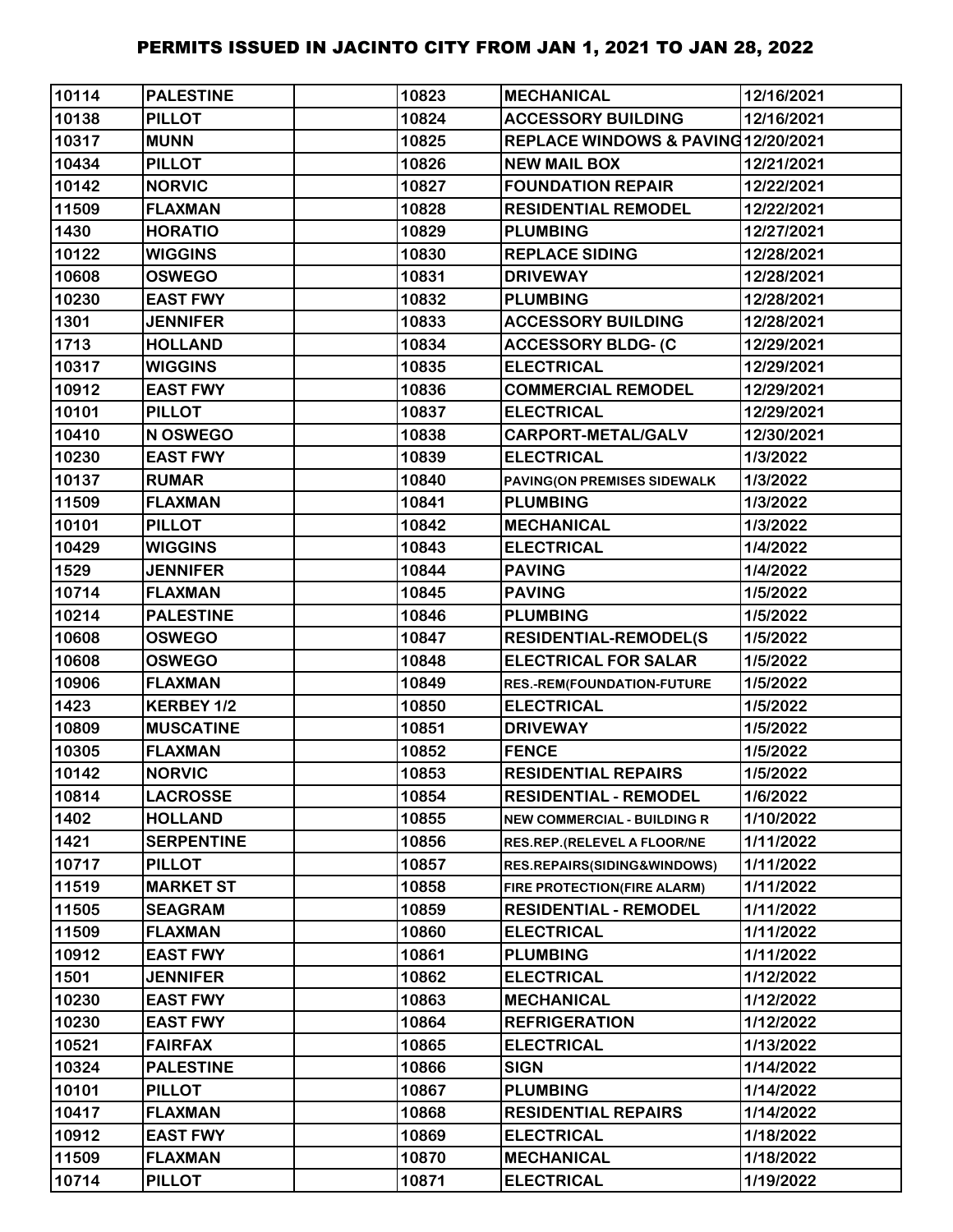| | | | | | |
|---|---|---|---|---|---|
| 10114 | PALESTINE | | 10823 | MECHANICAL | 12/16/2021 |
| 10138 | PILLOT | | 10824 | ACCESSORY BUILDING | 12/16/2021 |
| 10317 | MUNN | | 10825 | REPLACE WINDOWS & PAVING | 12/20/2021 |
| 10434 | PILLOT | | 10826 | NEW MAIL BOX | 12/21/2021 |
| 10142 | NORVIC | | 10827 | FOUNDATION REPAIR | 12/22/2021 |
| 11509 | FLAXMAN | | 10828 | RESIDENTIAL REMODEL | 12/22/2021 |
| 1430 | HORATIO | | 10829 | PLUMBING | 12/27/2021 |
| 10122 | WIGGINS | | 10830 | REPLACE SIDING | 12/28/2021 |
| 10608 | OSWEGO | | 10831 | DRIVEWAY | 12/28/2021 |
| 10230 | EAST FWY | | 10832 | PLUMBING | 12/28/2021 |
| 1301 | JENNIFER | | 10833 | ACCESSORY BUILDING | 12/28/2021 |
| 1713 | HOLLAND | | 10834 | ACCESSORY BLDG- (C | 12/29/2021 |
| 10317 | WIGGINS | | 10835 | ELECTRICAL | 12/29/2021 |
| 10912 | EAST FWY | | 10836 | COMMERCIAL REMODEL | 12/29/2021 |
| 10101 | PILLOT | | 10837 | ELECTRICAL | 12/29/2021 |
| 10410 | N OSWEGO | | 10838 | CARPORT-METAL/GALV | 12/30/2021 |
| 10230 | EAST FWY | | 10839 | ELECTRICAL | 1/3/2022 |
| 10137 | RUMAR | | 10840 | PAVING(ON PREMISES SIDEWALK | 1/3/2022 |
| 11509 | FLAXMAN | | 10841 | PLUMBING | 1/3/2022 |
| 10101 | PILLOT | | 10842 | MECHANICAL | 1/3/2022 |
| 10429 | WIGGINS | | 10843 | ELECTRICAL | 1/4/2022 |
| 1529 | JENNIFER | | 10844 | PAVING | 1/4/2022 |
| 10714 | FLAXMAN | | 10845 | PAVING | 1/5/2022 |
| 10214 | PALESTINE | | 10846 | PLUMBING | 1/5/2022 |
| 10608 | OSWEGO | | 10847 | RESIDENTIAL-REMODEL(S | 1/5/2022 |
| 10608 | OSWEGO | | 10848 | ELECTRICAL FOR SALAR | 1/5/2022 |
| 10906 | FLAXMAN | | 10849 | RES.-REM(FOUNDATION-FUTURE | 1/5/2022 |
| 1423 | KERBEY 1/2 | | 10850 | ELECTRICAL | 1/5/2022 |
| 10809 | MUSCATINE | | 10851 | DRIVEWAY | 1/5/2022 |
| 10305 | FLAXMAN | | 10852 | FENCE | 1/5/2022 |
| 10142 | NORVIC | | 10853 | RESIDENTIAL REPAIRS | 1/5/2022 |
| 10814 | LACROSSE | | 10854 | RESIDENTIAL - REMODEL | 1/6/2022 |
| 1402 | HOLLAND | | 10855 | NEW COMMERCIAL - BUILDING R | 1/10/2022 |
| 1421 | SERPENTINE | | 10856 | RES.REP.(RELEVEL A FLOOR/NE | 1/11/2022 |
| 10717 | PILLOT | | 10857 | RES.REPAIRS(SIDING&WINDOWS) | 1/11/2022 |
| 11519 | MARKET ST | | 10858 | FIRE PROTECTION(FIRE ALARM) | 1/11/2022 |
| 11505 | SEAGRAM | | 10859 | RESIDENTIAL - REMODEL | 1/11/2022 |
| 11509 | FLAXMAN | | 10860 | ELECTRICAL | 1/11/2022 |
| 10912 | EAST FWY | | 10861 | PLUMBING | 1/11/2022 |
| 1501 | JENNIFER | | 10862 | ELECTRICAL | 1/12/2022 |
| 10230 | EAST FWY | | 10863 | MECHANICAL | 1/12/2022 |
| 10230 | EAST FWY | | 10864 | REFRIGERATION | 1/12/2022 |
| 10521 | FAIRFAX | | 10865 | ELECTRICAL | 1/13/2022 |
| 10324 | PALESTINE | | 10866 | SIGN | 1/14/2022 |
| 10101 | PILLOT | | 10867 | PLUMBING | 1/14/2022 |
| 10417 | FLAXMAN | | 10868 | RESIDENTIAL REPAIRS | 1/14/2022 |
| 10912 | EAST FWY | | 10869 | ELECTRICAL | 1/18/2022 |
| 11509 | FLAXMAN | | 10870 | MECHANICAL | 1/18/2022 |
| 10714 | PILLOT | | 10871 | ELECTRICAL | 1/19/2022 |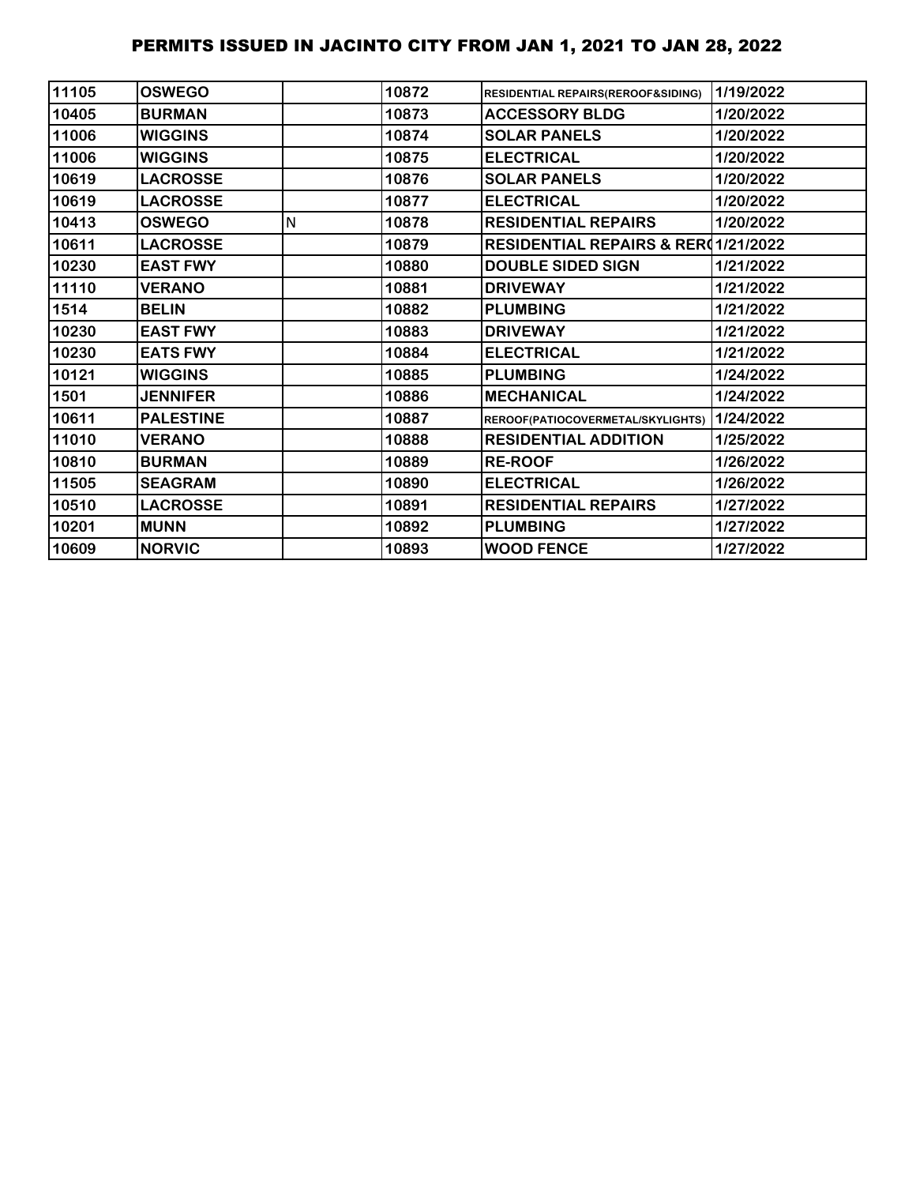# PERMITS ISSUED IN JACINTO CITY FROM JAN 1, 2021 TO JAN 28, 2022

| | | | | | |
|---|---|---|---|---|---|
| 11105 | OSWEGO | | 10872 | RESIDENTIAL REPAIRS(REROOF&SIDING) | 1/19/2022 |
| 10405 | BURMAN | | 10873 | ACCESSORY BLDG | 1/20/2022 |
| 11006 | WIGGINS | | 10874 | SOLAR PANELS | 1/20/2022 |
| 11006 | WIGGINS | | 10875 | ELECTRICAL | 1/20/2022 |
| 10619 | LACROSSE | | 10876 | SOLAR PANELS | 1/20/2022 |
| 10619 | LACROSSE | | 10877 | ELECTRICAL | 1/20/2022 |
| 10413 | OSWEGO | N | 10878 | RESIDENTIAL REPAIRS | 1/20/2022 |
| 10611 | LACROSSE | | 10879 | RESIDENTIAL REPAIRS & RER( | 1/21/2022 |
| 10230 | EAST FWY | | 10880 | DOUBLE SIDED SIGN | 1/21/2022 |
| 11110 | VERANO | | 10881 | DRIVEWAY | 1/21/2022 |
| 1514 | BELIN | | 10882 | PLUMBING | 1/21/2022 |
| 10230 | EAST FWY | | 10883 | DRIVEWAY | 1/21/2022 |
| 10230 | EATS FWY | | 10884 | ELECTRICAL | 1/21/2022 |
| 10121 | WIGGINS | | 10885 | PLUMBING | 1/24/2022 |
| 1501 | JENNIFER | | 10886 | MECHANICAL | 1/24/2022 |
| 10611 | PALESTINE | | 10887 | REROOF(PATIOCOVERMETAL/SKYLIGHTS) | 1/24/2022 |
| 11010 | VERANO | | 10888 | RESIDENTIAL ADDITION | 1/25/2022 |
| 10810 | BURMAN | | 10889 | RE-ROOF | 1/26/2022 |
| 11505 | SEAGRAM | | 10890 | ELECTRICAL | 1/26/2022 |
| 10510 | LACROSSE | | 10891 | RESIDENTIAL REPAIRS | 1/27/2022 |
| 10201 | MUNN | | 10892 | PLUMBING | 1/27/2022 |
| 10609 | NORVIC | | 10893 | WOOD FENCE | 1/27/2022 |